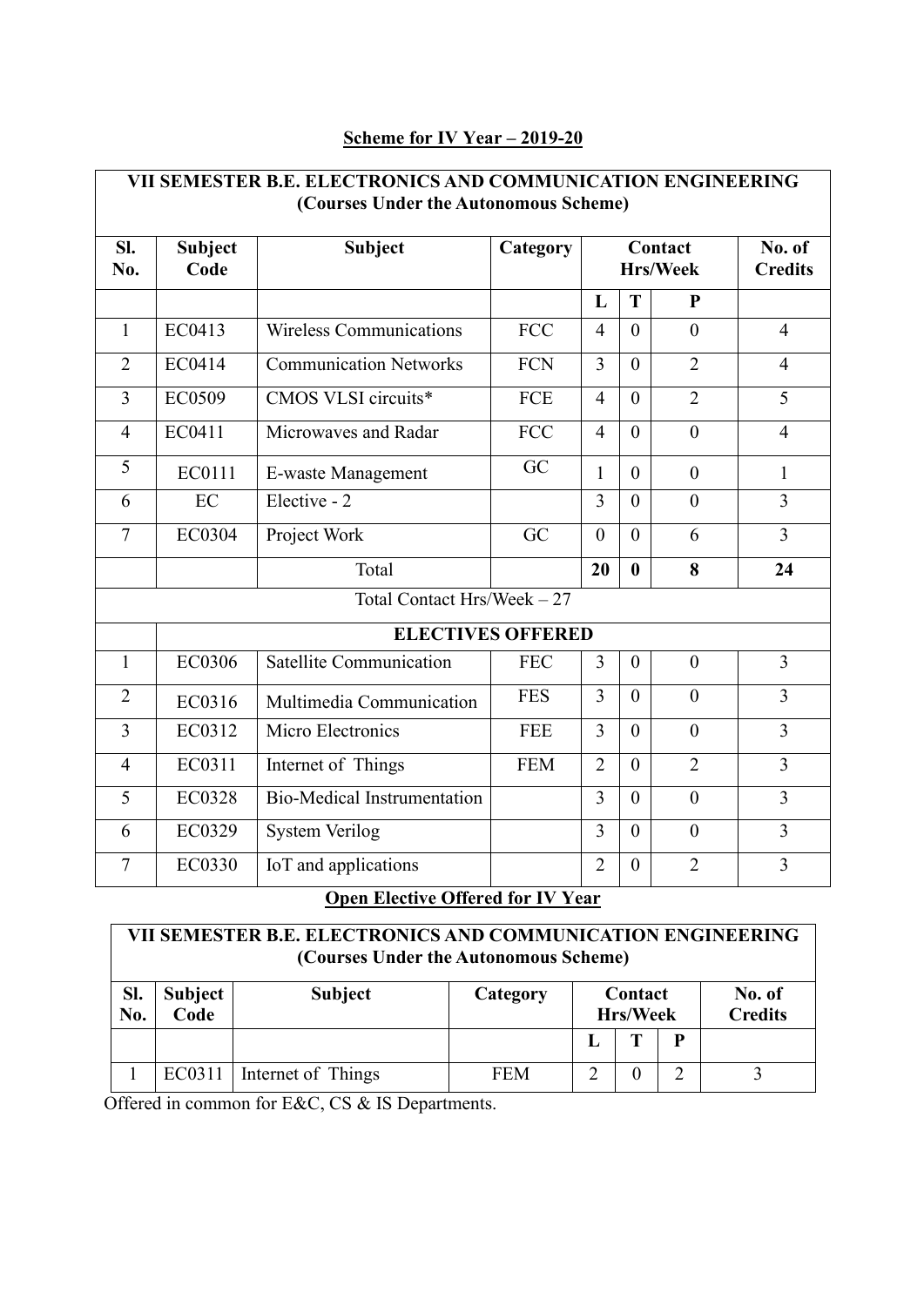## Scheme for IV Year – 2019-20

| VII SEMESTER B.E. ELECTRONICS AND COMMUNICATION ENGINEERING (Courses Under the Autonomous Scheme) | | | | | | | |
|---|---|---|---|---|---|---|---|
| **Sl. No.** | **Subject Code** | **Subject** | **Category** | **Contact Hrs/Week** | | | **No. of Credits** |
| | | | | **L** | **T** | **P** | |
| 1 | EC0413 | Wireless Communications | FCC | 4 | 0 | 0 | 4 |
| 2 | EC0414 | Communication Networks | FCN | 3 | 0 | 2 | 4 |
| 3 | EC0509 | CMOS VLSI circuits* | FCE | 4 | 0 | 2 | 5 |
| 4 | EC0411 | Microwaves and Radar | FCC | 4 | 0 | 0 | 4 |
| 5 | EC0111 | E-waste Management | GC | 1 | 0 | 0 | 1 |
| 6 | EC | Elective - 2 | | 3 | 0 | 0 | 3 |
| 7 | EC0304 | Project Work | GC | 0 | 0 | 6 | 3 |
| | | Total | | **20** | **0** | **8** | **24** |
| Total Contact Hrs/Week – 27 | | | | | | | |
| | **ELECTIVES OFFERED** | | | | | | |
| 1 | EC0306 | Satellite Communication | FEC | 3 | 0 | 0 | 3 |
| 2 | EC0316 | Multimedia Communication | FES | 3 | 0 | 0 | 3 |
| 3 | EC0312 | Micro Electronics | FEE | 3 | 0 | 0 | 3 |
| 4 | EC0311 | Internet of Things | FEM | 2 | 0 | 2 | 3 |
| 5 | EC0328 | Bio-Medical Instrumentation | | 3 | 0 | 0 | 3 |
| 6 | EC0329 | System Verilog | | 3 | 0 | 0 | 3 |
| 7 | EC0330 | IoT and applications | | 2 | 0 | 2 | 3 |

## Open Elective Offered for IV Year

| VII SEMESTER B.E. ELECTRONICS AND COMMUNICATION ENGINEERING (Courses Under the Autonomous Scheme) | | | | | | | |
|---|---|---|---|---|---|---|---|
| **Sl. No.** | **Subject Code** | **Subject** | **Category** | **Contact Hrs/Week** | | | **No. of Credits** |
| | | | | **L** | **T** | **P** | |
| 1 | EC0311 | Internet of Things | FEM | 2 | 0 | 2 | 3 |

Offered in common for E&C, CS & IS Departments.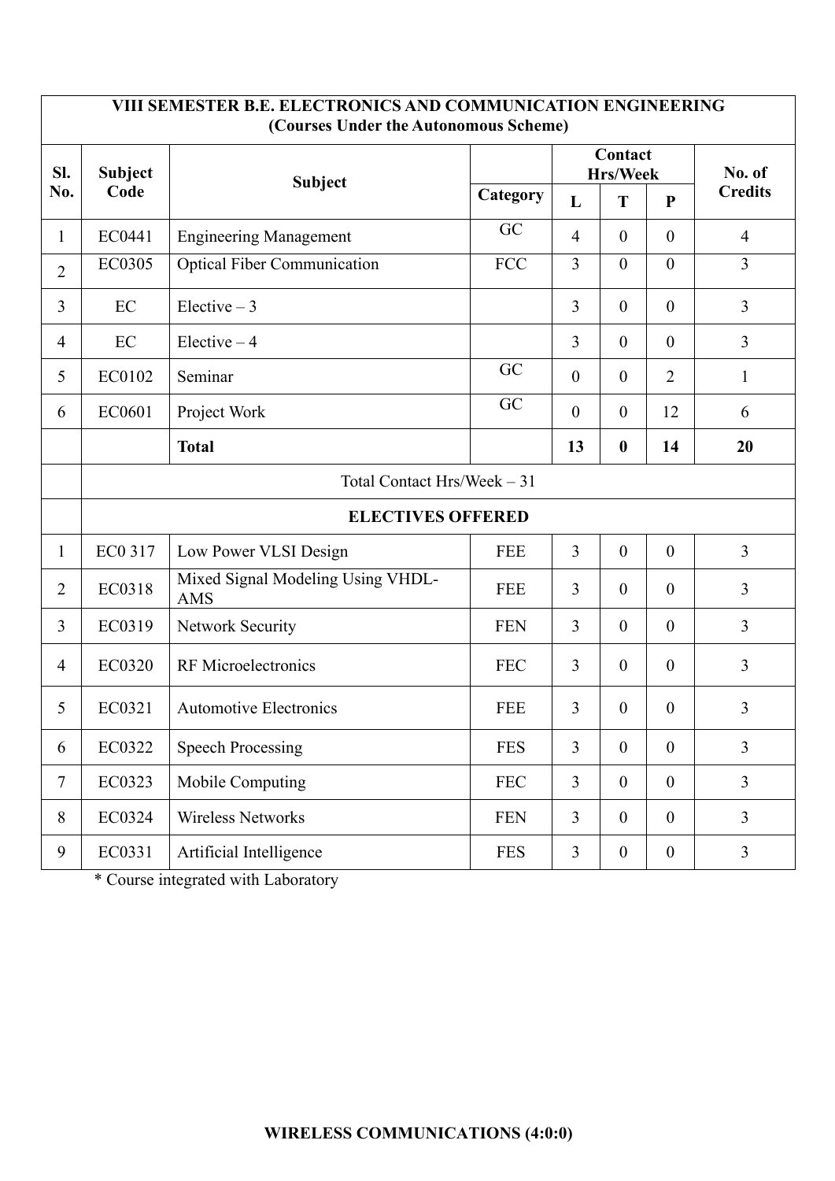| VIII SEMESTER B.E. ELECTRONICS AND COMMUNICATION ENGINEERING (Courses Under the Autonomous Scheme) | | | | | | | |
|---|---|---|---|---|---|---|---|
| **Sl. No.** | **Subject Code** | **Subject** | | **Contact Hrs/Week** | | | **No. of Credits** |
| | | | **Category** | **L** | **T** | **P** | |
| 1 | EC0441 | Engineering Management | GC | 4 | 0 | 0 | 4 |
| 2 | EC0305 | Optical Fiber Communication | FCC | 3 | 0 | 0 | 3 |
| 3 | EC | Elective – 3 | | 3 | 0 | 0 | 3 |
| 4 | EC | Elective – 4 | | 3 | 0 | 0 | 3 |
| 5 | EC0102 | Seminar | GC | 0 | 0 | 2 | 1 |
| 6 | EC0601 | Project Work | GC | 0 | 0 | 12 | 6 |
| | | **Total** | | **13** | **0** | **14** | **20** |
| | Total Contact Hrs/Week – 31 | | | | | | |
| | **ELECTIVES OFFERED** | | | | | | |
| 1 | EC0 317 | Low Power VLSI Design | FEE | 3 | 0 | 0 | 3 |
| 2 | EC0318 | Mixed Signal Modeling Using VHDL-AMS | FEE | 3 | 0 | 0 | 3 |
| 3 | EC0319 | Network Security | FEN | 3 | 0 | 0 | 3 |
| 4 | EC0320 | RF Microelectronics | FEC | 3 | 0 | 0 | 3 |
| 5 | EC0321 | Automotive Electronics | FEE | 3 | 0 | 0 | 3 |
| 6 | EC0322 | Speech Processing | FES | 3 | 0 | 0 | 3 |
| 7 | EC0323 | Mobile Computing | FEC | 3 | 0 | 0 | 3 |
| 8 | EC0324 | Wireless Networks | FEN | 3 | 0 | 0 | 3 |
| 9 | EC0331 | Artificial Intelligence | FES | 3 | 0 | 0 | 3 |

* Course integrated with Laboratory

**WIRELESS COMMUNICATIONS (4:0:0)**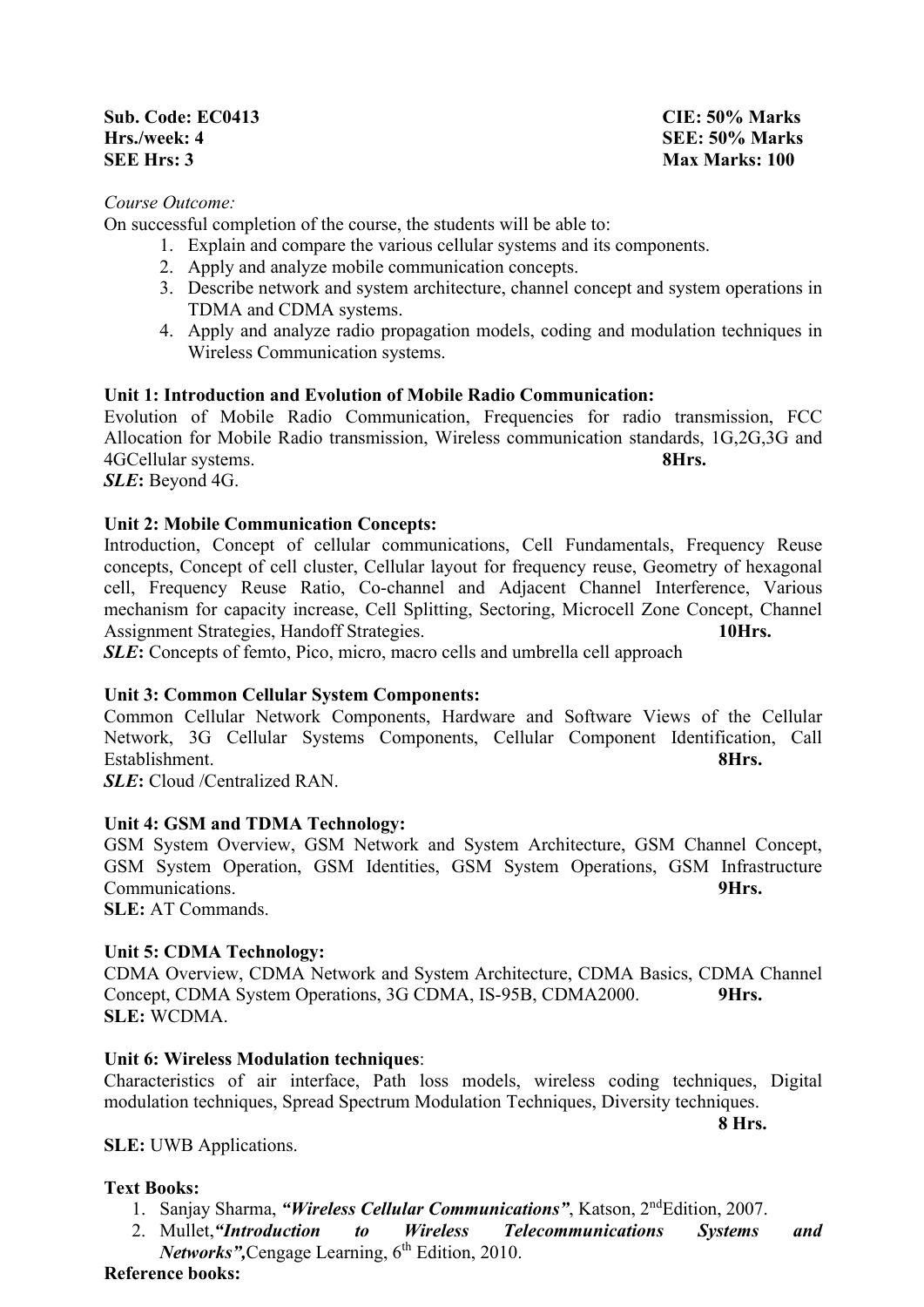**Sub. Code: EC0413** **CIE: 50% Marks**
**Hrs./week: 4** **SEE: 50% Marks**
**SEE Hrs: 3** **Max Marks: 100**

*Course Outcome:*

On successful completion of the course, the students will be able to:

1. Explain and compare the various cellular systems and its components.
2. Apply and analyze mobile communication concepts.
3. Describe network and system architecture, channel concept and system operations in TDMA and CDMA systems.
4. Apply and analyze radio propagation models, coding and modulation techniques in Wireless Communication systems.

**Unit 1: Introduction and Evolution of Mobile Radio Communication:**

Evolution of Mobile Radio Communication, Frequencies for radio transmission, FCC Allocation for Mobile Radio transmission, Wireless communication standards, 1G,2G,3G and 4GCellular systems. **8Hrs.**

***SLE*:** Beyond 4G.

**Unit 2: Mobile Communication Concepts:**

Introduction, Concept of cellular communications, Cell Fundamentals, Frequency Reuse concepts, Concept of cell cluster, Cellular layout for frequency reuse, Geometry of hexagonal cell, Frequency Reuse Ratio, Co-channel and Adjacent Channel Interference, Various mechanism for capacity increase, Cell Splitting, Sectoring, Microcell Zone Concept, Channel Assignment Strategies, Handoff Strategies. **10Hrs.**

***SLE*:** Concepts of femto, Pico, micro, macro cells and umbrella cell approach

**Unit 3: Common Cellular System Components:**

Common Cellular Network Components, Hardware and Software Views of the Cellular Network, 3G Cellular Systems Components, Cellular Component Identification, Call Establishment. **8Hrs.**

***SLE*:** Cloud /Centralized RAN.

**Unit 4: GSM and TDMA Technology:**

GSM System Overview, GSM Network and System Architecture, GSM Channel Concept, GSM System Operation, GSM Identities, GSM System Operations, GSM Infrastructure Communications. **9Hrs.**

**SLE:** AT Commands.

**Unit 5: CDMA Technology:**

CDMA Overview, CDMA Network and System Architecture, CDMA Basics, CDMA Channel Concept, CDMA System Operations, 3G CDMA, IS-95B, CDMA2000. **9Hrs.**

**SLE:** WCDMA.

**Unit 6: Wireless Modulation techniques**:

Characteristics of air interface, Path loss models, wireless coding techniques, Digital modulation techniques, Spread Spectrum Modulation Techniques, Diversity techniques. **8 Hrs.**

**SLE:** UWB Applications.

**Text Books:**

1. Sanjay Sharma, ***"Wireless Cellular Communications"***, Katson, 2nd Edition, 2007.
2. Mullet,***"Introduction to Wireless Telecommunications Systems and Networks",***Cengage Learning, 6th Edition, 2010.

**Reference books:**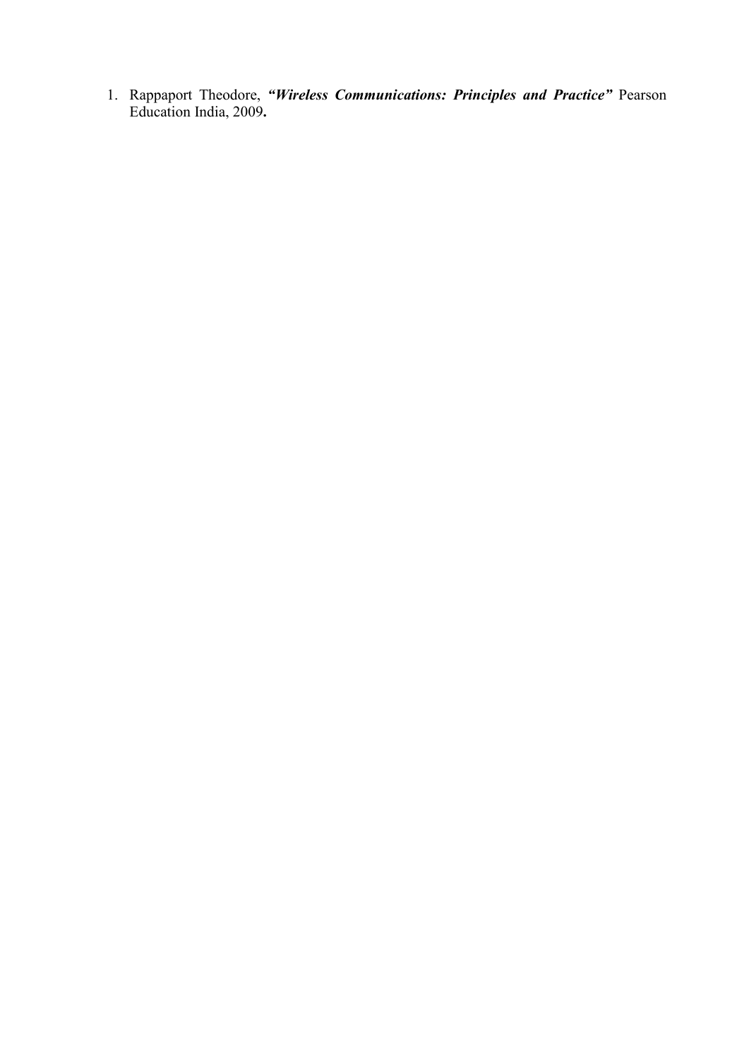1. Rappaport Theodore, ***"Wireless Communications: Principles and Practice"*** Pearson Education India, 2009**.**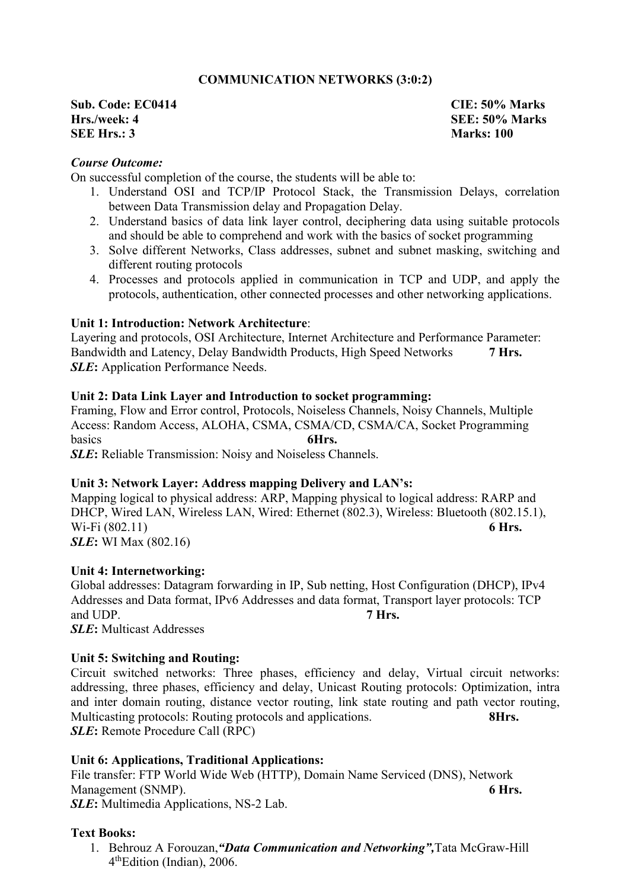## COMMUNICATION NETWORKS (3:0:2)

**Sub. Code: EC0414** **CIE: 50% Marks**
**Hrs./week: 4** **SEE: 50% Marks**
**SEE Hrs.: 3** **Marks: 100**

***Course Outcome:***
On successful completion of the course, the students will be able to:

1. Understand OSI and TCP/IP Protocol Stack, the Transmission Delays, correlation between Data Transmission delay and Propagation Delay.
2. Understand basics of data link layer control, deciphering data using suitable protocols and should be able to comprehend and work with the basics of socket programming
3. Solve different Networks, Class addresses, subnet and subnet masking, switching and different routing protocols
4. Processes and protocols applied in communication in TCP and UDP, and apply the protocols, authentication, other connected processes and other networking applications.

**Unit 1: Introduction: Network Architecture**:
Layering and protocols, OSI Architecture, Internet Architecture and Performance Parameter: Bandwidth and Latency, Delay Bandwidth Products, High Speed Networks **7 Hrs.**
***SLE*****:** Application Performance Needs.

**Unit 2: Data Link Layer and Introduction to socket programming:**
Framing, Flow and Error control, Protocols, Noiseless Channels, Noisy Channels, Multiple Access: Random Access, ALOHA, CSMA, CSMA/CD, CSMA/CA, Socket Programming basics **6Hrs.**
***SLE*****:** Reliable Transmission: Noisy and Noiseless Channels.

**Unit 3: Network Layer: Address mapping Delivery and LAN's:**
Mapping logical to physical address: ARP, Mapping physical to logical address: RARP and DHCP, Wired LAN, Wireless LAN, Wired: Ethernet (802.3), Wireless: Bluetooth (802.15.1), Wi-Fi (802.11) **6 Hrs.**
***SLE*****:** WI Max (802.16)

**Unit 4: Internetworking:**
Global addresses: Datagram forwarding in IP, Sub netting, Host Configuration (DHCP), IPv4 Addresses and Data format, IPv6 Addresses and data format, Transport layer protocols: TCP and UDP. **7 Hrs.**
***SLE*****:** Multicast Addresses

**Unit 5: Switching and Routing:**
Circuit switched networks: Three phases, efficiency and delay, Virtual circuit networks: addressing, three phases, efficiency and delay, Unicast Routing protocols: Optimization, intra and inter domain routing, distance vector routing, link state routing and path vector routing, Multicasting protocols: Routing protocols and applications. **8Hrs.**
***SLE*****:** Remote Procedure Call (RPC)

**Unit 6: Applications, Traditional Applications:**
File transfer: FTP World Wide Web (HTTP), Domain Name Serviced (DNS), Network Management (SNMP). **6 Hrs.**
***SLE*****:** Multimedia Applications, NS-2 Lab.

**Text Books:**

1. Behrouz A Forouzan,***"Data Communication and Networking",***Tata McGraw-Hill 4thEdition (Indian), 2006.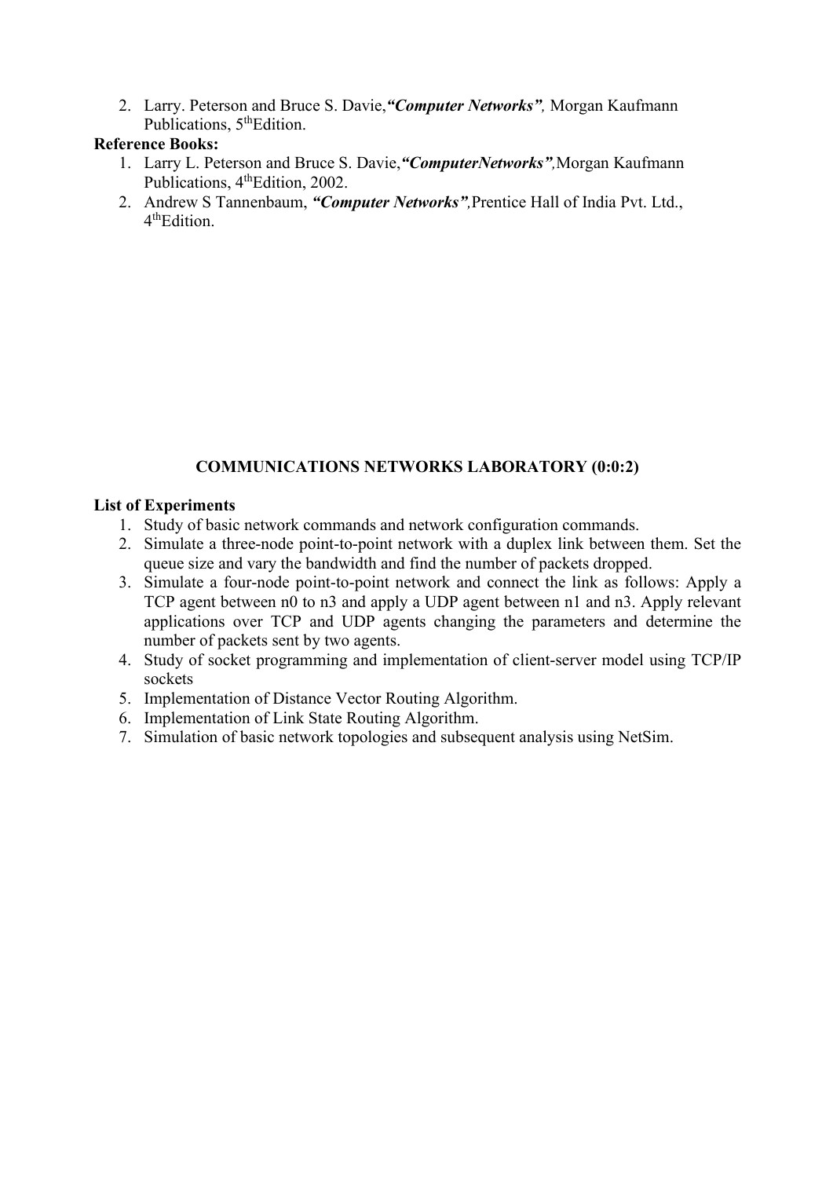2. Larry. Peterson and Bruce S. Davie,***"Computer Networks"***, Morgan Kaufmann Publications, 5th Edition.

**Reference Books:**

1. Larry L. Peterson and Bruce S. Davie,***"ComputerNetworks"***,Morgan Kaufmann Publications, 4th Edition, 2002.
2. Andrew S Tannenbaum, ***"Computer Networks"***,Prentice Hall of India Pvt. Ltd., 4th Edition.

## COMMUNICATIONS NETWORKS LABORATORY (0:0:2)

**List of Experiments**

1. Study of basic network commands and network configuration commands.
2. Simulate a three-node point-to-point network with a duplex link between them. Set the queue size and vary the bandwidth and find the number of packets dropped.
3. Simulate a four-node point-to-point network and connect the link as follows: Apply a TCP agent between n0 to n3 and apply a UDP agent between n1 and n3. Apply relevant applications over TCP and UDP agents changing the parameters and determine the number of packets sent by two agents.
4. Study of socket programming and implementation of client-server model using TCP/IP sockets
5. Implementation of Distance Vector Routing Algorithm.
6. Implementation of Link State Routing Algorithm.
7. Simulation of basic network topologies and subsequent analysis using NetSim.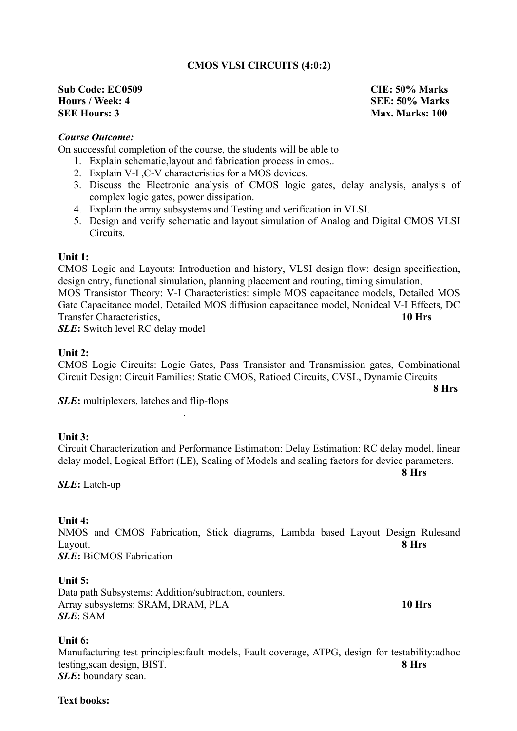## CMOS VLSI CIRCUITS (4:0:2)

**Sub Code: EC0509** **CIE: 50% Marks**
**Hours / Week: 4** **SEE: 50% Marks**
**SEE Hours: 3** **Max. Marks: 100**

***Course Outcome:***

On successful completion of the course, the students will be able to

1. Explain schematic,layout and fabrication process in cmos..
2. Explain V-I ,C-V characteristics for a MOS devices.
3. Discuss the Electronic analysis of CMOS logic gates, delay analysis, analysis of complex logic gates, power dissipation.
4. Explain the array subsystems and Testing and verification in VLSI.
5. Design and verify schematic and layout simulation of Analog and Digital CMOS VLSI Circuits.

**Unit 1:**

CMOS Logic and Layouts: Introduction and history, VLSI design flow: design specification, design entry, functional simulation, planning placement and routing, timing simulation,
MOS Transistor Theory: V-I Characteristics: simple MOS capacitance models, Detailed MOS Gate Capacitance model, Detailed MOS diffusion capacitance model, Nonideal V-I Effects, DC Transfer Characteristics, **10 Hrs**

***SLE*:** Switch level RC delay model

**Unit 2:**

CMOS Logic Circuits: Logic Gates, Pass Transistor and Transmission gates, Combinational Circuit Design: Circuit Families: Static CMOS, Ratioed Circuits, CVSL, Dynamic Circuits **8 Hrs**

***SLE*:** multiplexers, latches and flip-flops

**Unit 3:**

Circuit Characterization and Performance Estimation: Delay Estimation: RC delay model, linear delay model, Logical Effort (LE), Scaling of Models and scaling factors for device parameters. **8 Hrs**

***SLE*:** Latch-up

**Unit 4:**

NMOS and CMOS Fabrication, Stick diagrams, Lambda based Layout Design Rulesand Layout. **8 Hrs**

***SLE*:** BiCMOS Fabrication

**Unit 5:**

Data path Subsystems: Addition/subtraction, counters.
Array subsystems: SRAM, DRAM, PLA **10 Hrs**

***SLE*:** SAM

**Unit 6:**

Manufacturing test principles:fault models, Fault coverage, ATPG, design for testability:adhoc testing,scan design, BIST. **8 Hrs**

***SLE*:** boundary scan.

**Text books:**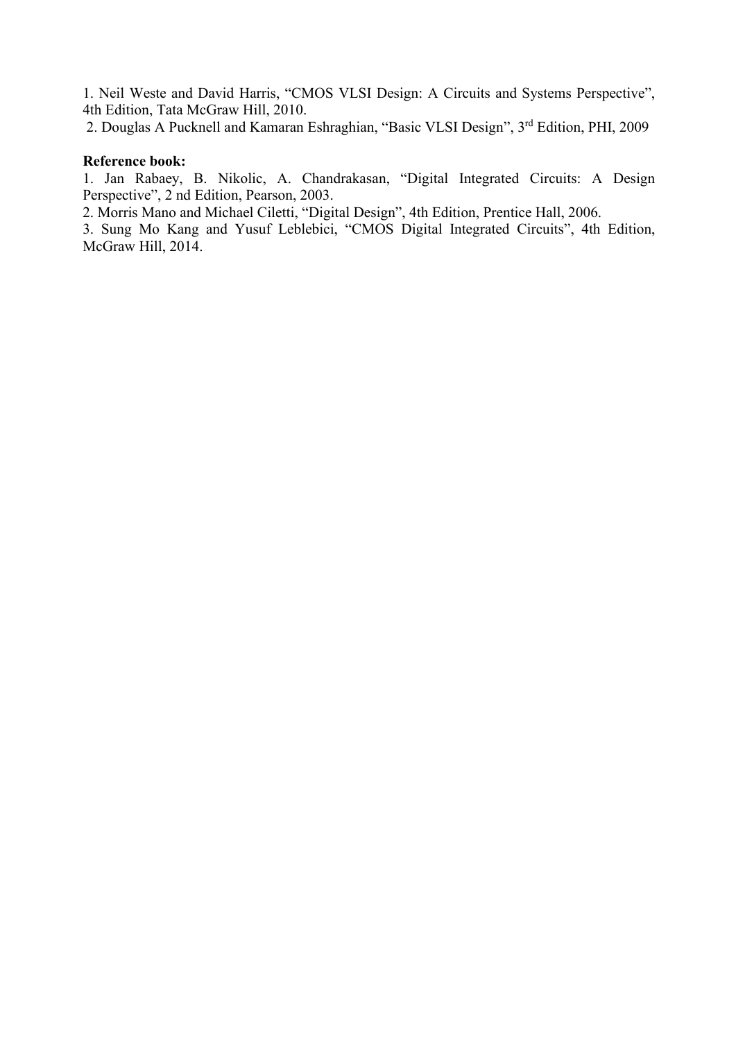1. Neil Weste and David Harris, “CMOS VLSI Design: A Circuits and Systems Perspective”, 4th Edition, Tata McGraw Hill, 2010.
2. Douglas A Pucknell and Kamaran Eshraghian, “Basic VLSI Design”, 3rd Edition, PHI, 2009

**Reference book:**

1. Jan Rabaey, B. Nikolic, A. Chandrakasan, “Digital Integrated Circuits: A Design Perspective”, 2 nd Edition, Pearson, 2003.
2. Morris Mano and Michael Ciletti, “Digital Design”, 4th Edition, Prentice Hall, 2006.
3. Sung Mo Kang and Yusuf Leblebici, “CMOS Digital Integrated Circuits”, 4th Edition, McGraw Hill, 2014.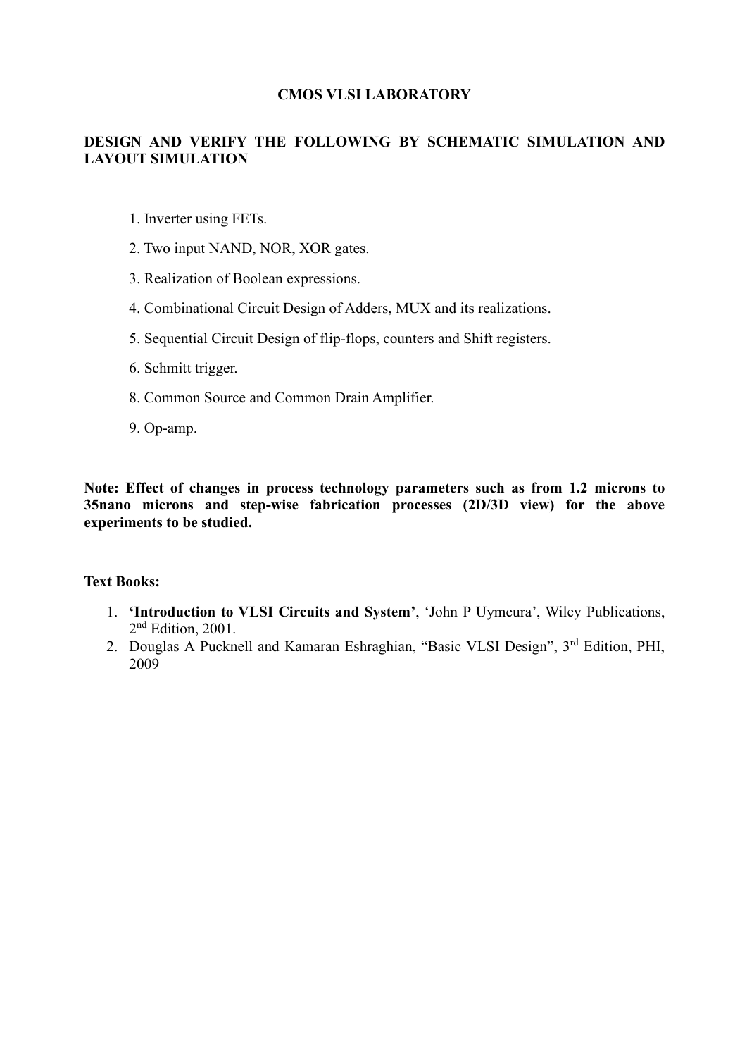# CMOS VLSI LABORATORY

## DESIGN AND VERIFY THE FOLLOWING BY SCHEMATIC SIMULATION AND LAYOUT SIMULATION

1. Inverter using FETs.
2. Two input NAND, NOR, XOR gates.
3. Realization of Boolean expressions.
4. Combinational Circuit Design of Adders, MUX and its realizations.
5. Sequential Circuit Design of flip-flops, counters and Shift registers.
6. Schmitt trigger.
8. Common Source and Common Drain Amplifier.
9. Op-amp.

**Note: Effect of changes in process technology parameters such as from 1.2 microns to 35nano microns and step-wise fabrication processes (2D/3D view) for the above experiments to be studied.**

**Text Books:**

1. **'Introduction to VLSI Circuits and System'**, 'John P Uymeura', Wiley Publications, 2nd Edition, 2001.
2. Douglas A Pucknell and Kamaran Eshraghian, "Basic VLSI Design", 3rd Edition, PHI, 2009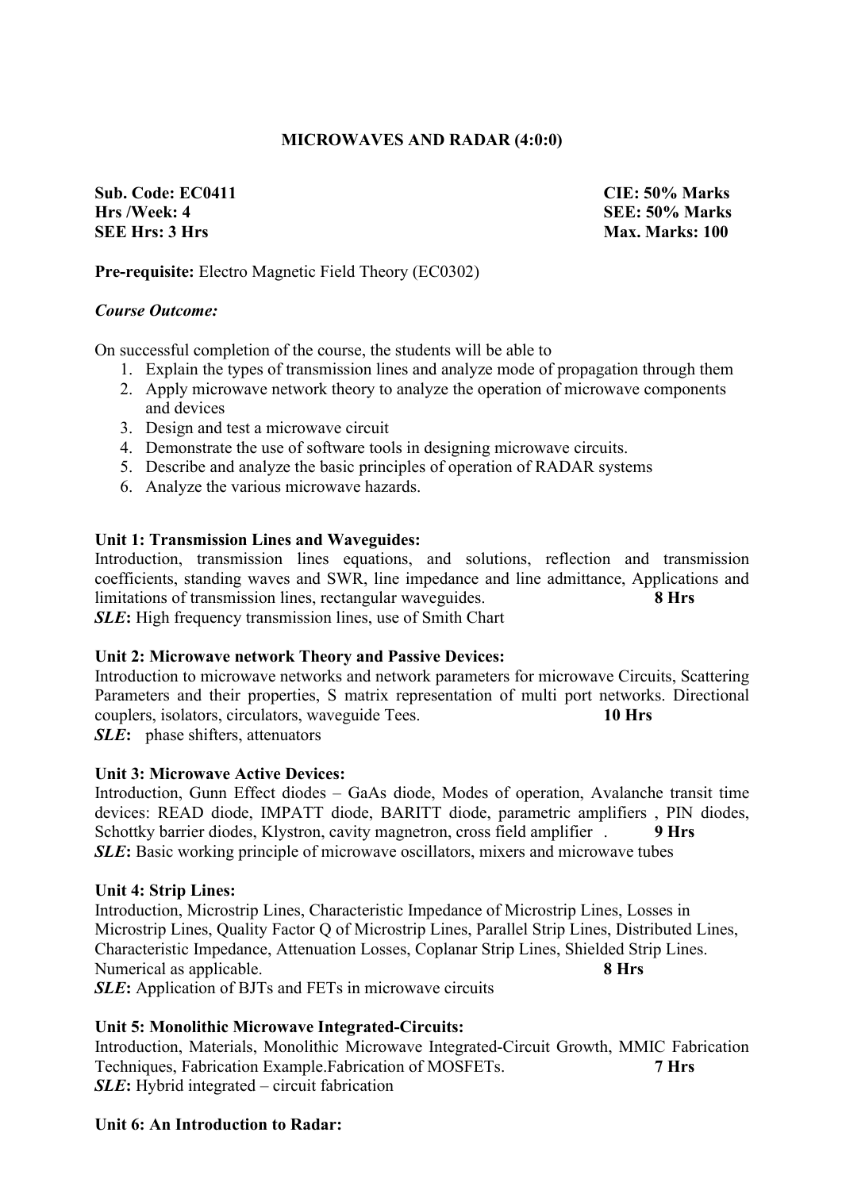## MICROWAVES AND RADAR (4:0:0)

**Sub. Code: EC0411** **CIE: 50% Marks**
**Hrs /Week: 4** **SEE: 50% Marks**
**SEE Hrs: 3 Hrs** **Max. Marks: 100**

**Pre-requisite:** Electro Magnetic Field Theory (EC0302)

***Course Outcome:***

On successful completion of the course, the students will be able to

1. Explain the types of transmission lines and analyze mode of propagation through them
2. Apply microwave network theory to analyze the operation of microwave components and devices
3. Design and test a microwave circuit
4. Demonstrate the use of software tools in designing microwave circuits.
5. Describe and analyze the basic principles of operation of RADAR systems
6. Analyze the various microwave hazards.

**Unit 1: Transmission Lines and Waveguides:**
Introduction, transmission lines equations, and solutions, reflection and transmission coefficients, standing waves and SWR, line impedance and line admittance, Applications and limitations of transmission lines, rectangular waveguides. **8 Hrs**
***SLE*****:** High frequency transmission lines, use of Smith Chart

**Unit 2: Microwave network Theory and Passive Devices:**
Introduction to microwave networks and network parameters for microwave Circuits, Scattering Parameters and their properties, S matrix representation of multi port networks. Directional couplers, isolators, circulators, waveguide Tees. **10 Hrs**
***SLE*****:** phase shifters, attenuators

**Unit 3: Microwave Active Devices:**
Introduction, Gunn Effect diodes – GaAs diode, Modes of operation, Avalanche transit time devices: READ diode, IMPATT diode, BARITT diode, parametric amplifiers , PIN diodes, Schottky barrier diodes, Klystron, cavity magnetron, cross field amplifier . **9 Hrs**
***SLE*****:** Basic working principle of microwave oscillators, mixers and microwave tubes

**Unit 4: Strip Lines:**
Introduction, Microstrip Lines, Characteristic Impedance of Microstrip Lines, Losses in Microstrip Lines, Quality Factor Q of Microstrip Lines, Parallel Strip Lines, Distributed Lines, Characteristic Impedance, Attenuation Losses, Coplanar Strip Lines, Shielded Strip Lines. Numerical as applicable. **8 Hrs**
***SLE*****:** Application of BJTs and FETs in microwave circuits

**Unit 5: Monolithic Microwave Integrated-Circuits:**
Introduction, Materials, Monolithic Microwave Integrated-Circuit Growth, MMIC Fabrication Techniques, Fabrication Example.Fabrication of MOSFETs. **7 Hrs**
***SLE*****:** Hybrid integrated – circuit fabrication

**Unit 6: An Introduction to Radar:**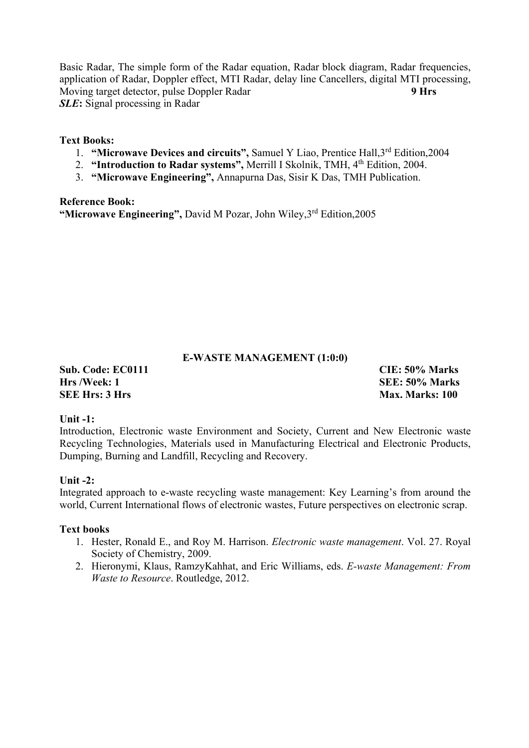Basic Radar, The simple form of the Radar equation, Radar block diagram, Radar frequencies, application of Radar, Doppler effect, MTI Radar, delay line Cancellers, digital MTI processing, Moving target detector, pulse Doppler Radar **9 Hrs**

***SLE*:** Signal processing in Radar

**Text Books:**

1. **"Microwave Devices and circuits",** Samuel Y Liao, Prentice Hall,3rd Edition,2004
2. **"Introduction to Radar systems",** Merrill I Skolnik, TMH, 4th Edition, 2004.
3. **"Microwave Engineering",** Annapurna Das, Sisir K Das, TMH Publication.

**Reference Book:**

**"Microwave Engineering",** David M Pozar, John Wiley,3rd Edition,2005

## E-WASTE MANAGEMENT (1:0:0)

**Sub. Code: EC0111** **CIE: 50% Marks**
**Hrs /Week: 1** **SEE: 50% Marks**
**SEE Hrs: 3 Hrs** **Max. Marks: 100**

**Unit -1:**

Introduction, Electronic waste Environment and Society, Current and New Electronic waste Recycling Technologies, Materials used in Manufacturing Electrical and Electronic Products, Dumping, Burning and Landfill, Recycling and Recovery.

**Unit -2:**

Integrated approach to e-waste recycling waste management: Key Learning's from around the world, Current International flows of electronic wastes, Future perspectives on electronic scrap.

**Text books**

1. Hester, Ronald E., and Roy M. Harrison. *Electronic waste management*. Vol. 27. Royal Society of Chemistry, 2009.
2. Hieronymi, Klaus, RamzyKahhat, and Eric Williams, eds. *E-waste Management: From Waste to Resource*. Routledge, 2012.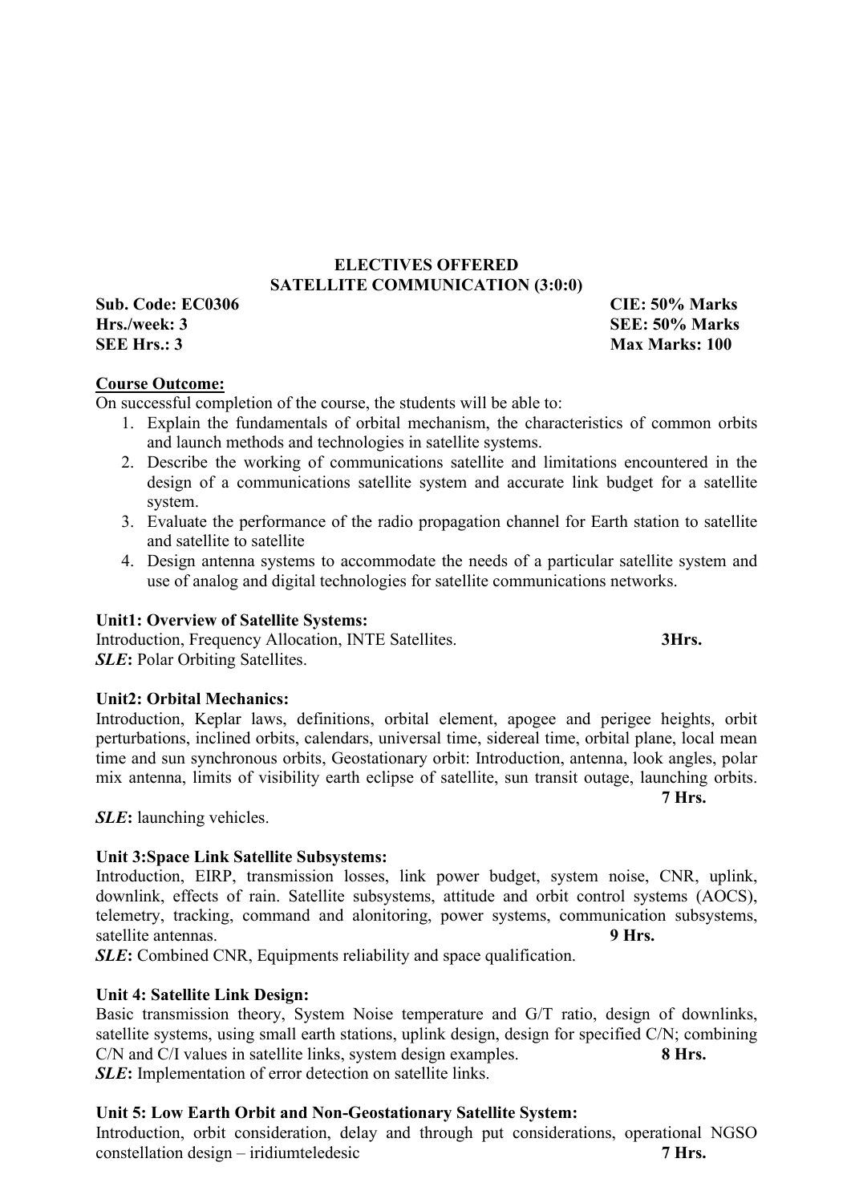## ELECTIVES OFFERED

## SATELLITE COMMUNICATION (3:0:0)

**Sub. Code: EC0306** **CIE: 50% Marks**

**Hrs./week: 3** **SEE: 50% Marks**

**SEE Hrs.: 3** **Max Marks: 100**

**Course Outcome:**

On successful completion of the course, the students will be able to:

1. Explain the fundamentals of orbital mechanism, the characteristics of common orbits and launch methods and technologies in satellite systems.
2. Describe the working of communications satellite and limitations encountered in the design of a communications satellite system and accurate link budget for a satellite system.
3. Evaluate the performance of the radio propagation channel for Earth station to satellite and satellite to satellite
4. Design antenna systems to accommodate the needs of a particular satellite system and use of analog and digital technologies for satellite communications networks.

**Unit1: Overview of Satellite Systems:**

Introduction, Frequency Allocation, INTE Satellites. **3Hrs.**

***SLE*:** Polar Orbiting Satellites.

**Unit2: Orbital Mechanics:**

Introduction, Keplar laws, definitions, orbital element, apogee and perigee heights, orbit perturbations, inclined orbits, calendars, universal time, sidereal time, orbital plane, local mean time and sun synchronous orbits, Geostationary orbit: Introduction, antenna, look angles, polar mix antenna, limits of visibility earth eclipse of satellite, sun transit outage, launching orbits. **7 Hrs.**

***SLE*:** launching vehicles.

**Unit 3:Space Link Satellite Subsystems:**

Introduction, EIRP, transmission losses, link power budget, system noise, CNR, uplink, downlink, effects of rain. Satellite subsystems, attitude and orbit control systems (AOCS), telemetry, tracking, command and alonitoring, power systems, communication subsystems, satellite antennas. **9 Hrs.**

***SLE*:** Combined CNR, Equipments reliability and space qualification.

**Unit 4: Satellite Link Design:**

Basic transmission theory, System Noise temperature and G/T ratio, design of downlinks, satellite systems, using small earth stations, uplink design, design for specified C/N; combining C/N and C/I values in satellite links, system design examples. **8 Hrs.**

***SLE*:** Implementation of error detection on satellite links.

**Unit 5: Low Earth Orbit and Non-Geostationary Satellite System:**

Introduction, orbit consideration, delay and through put considerations, operational NGSO constellation design – iridiumteledesic **7 Hrs.**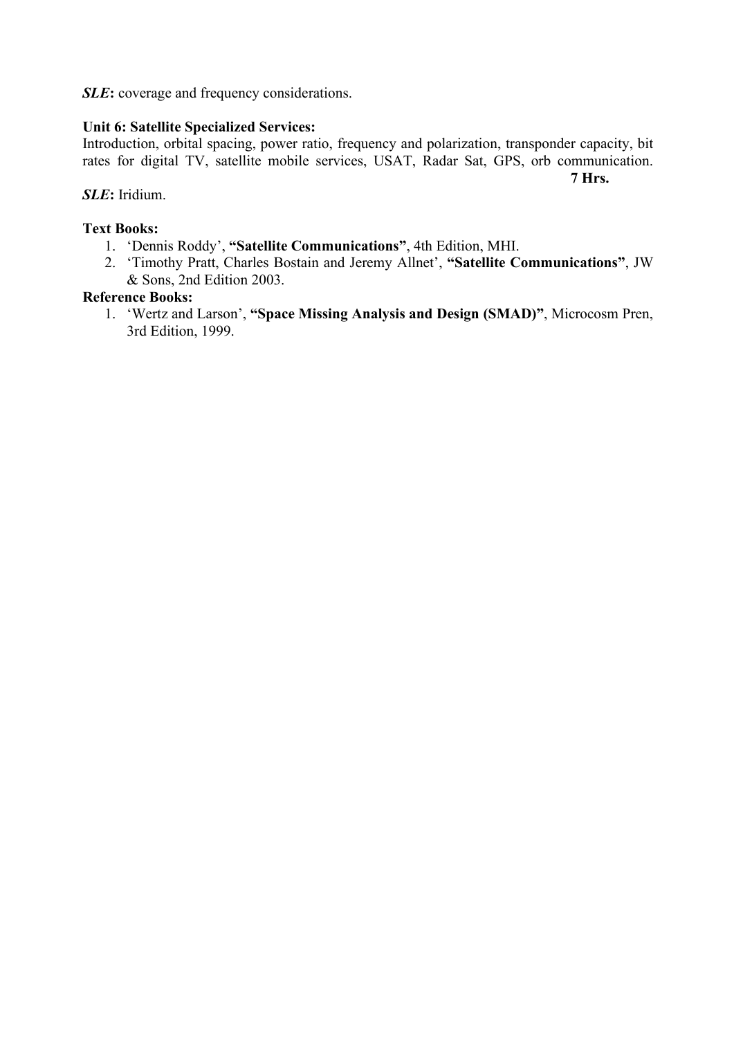***SLE*:** coverage and frequency considerations.

**Unit 6: Satellite Specialized Services:**

Introduction, orbital spacing, power ratio, frequency and polarization, transponder capacity, bit rates for digital TV, satellite mobile services, USAT, Radar Sat, GPS, orb communication.

**7 Hrs.**

***SLE*:** Iridium.

**Text Books:**

1. 'Dennis Roddy', **"Satellite Communications"**, 4th Edition, MHI.
2. 'Timothy Pratt, Charles Bostain and Jeremy Allnet', **"Satellite Communications"**, JW & Sons, 2nd Edition 2003.

**Reference Books:**

1. 'Wertz and Larson', **"Space Missing Analysis and Design (SMAD)"**, Microcosm Pren, 3rd Edition, 1999.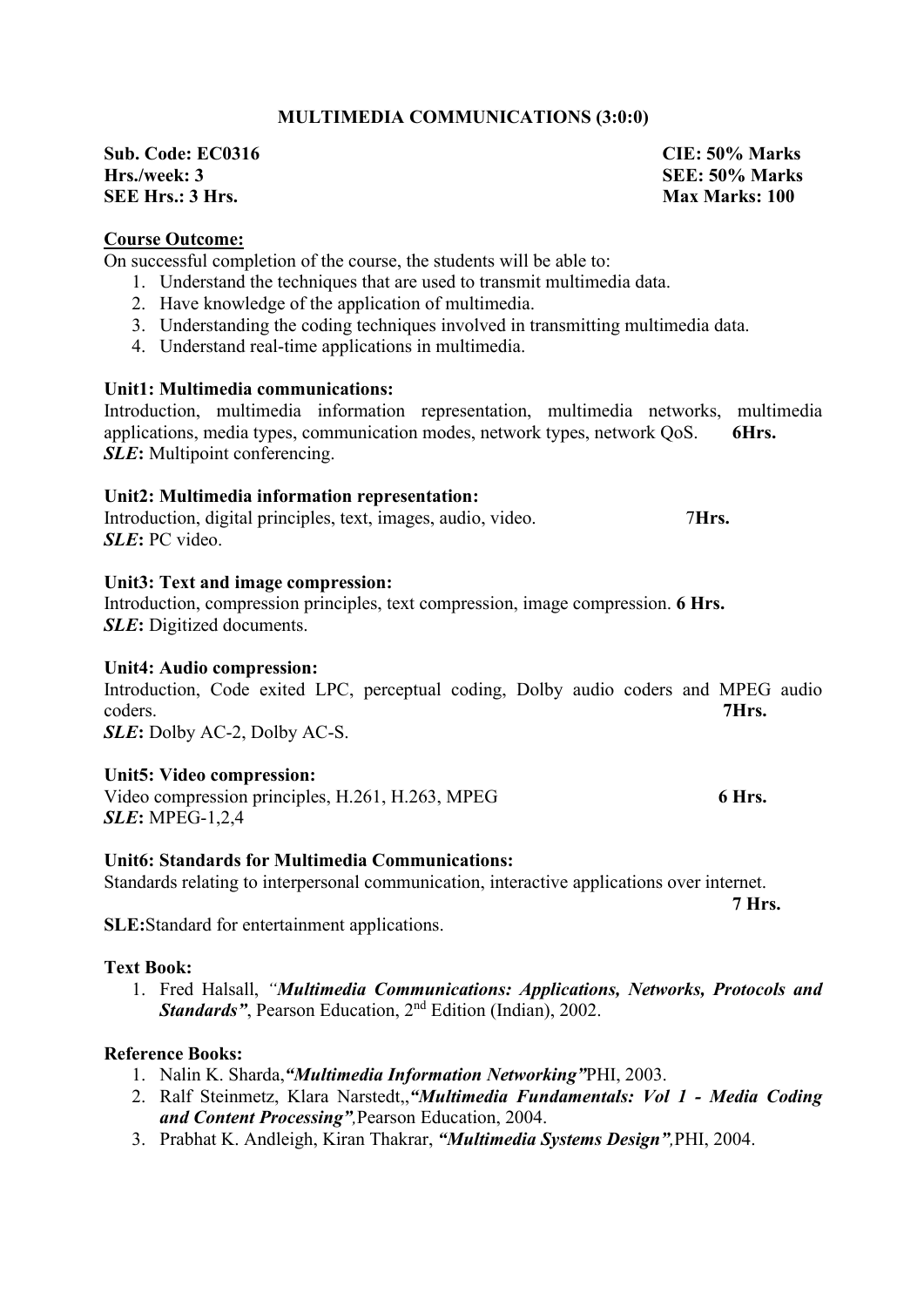## MULTIMEDIA COMMUNICATIONS (3:0:0)

**Sub. Code: EC0316** **CIE: 50% Marks**
**Hrs./week: 3** **SEE: 50% Marks**
**SEE Hrs.: 3 Hrs.** **Max Marks: 100**

**Course Outcome:**

On successful completion of the course, the students will be able to:

1. Understand the techniques that are used to transmit multimedia data.
2. Have knowledge of the application of multimedia.
3. Understanding the coding techniques involved in transmitting multimedia data.
4. Understand real-time applications in multimedia.

**Unit1: Multimedia communications:**

Introduction, multimedia information representation, multimedia networks, multimedia applications, media types, communication modes, network types, network QoS. **6Hrs.**

***SLE*:** Multipoint conferencing.

**Unit2: Multimedia information representation:**

Introduction, digital principles, text, images, audio, video. 7**Hrs.**

***SLE*:** PC video.

**Unit3: Text and image compression:**

Introduction, compression principles, text compression, image compression. **6 Hrs.**

***SLE*:** Digitized documents.

**Unit4: Audio compression:**

Introduction, Code exited LPC, perceptual coding, Dolby audio coders and MPEG audio coders. **7Hrs.**

***SLE*:** Dolby AC-2, Dolby AC-S.

**Unit5: Video compression:**

Video compression principles, H.261, H.263, MPEG **6 Hrs.**

***SLE*:** MPEG-1,2,4

**Unit6: Standards for Multimedia Communications:**

Standards relating to interpersonal communication, interactive applications over internet. **7 Hrs.**

**SLE:**Standard for entertainment applications.

**Text Book:**

1. Fred Halsall, *"**Multimedia Communications: Applications, Networks, Protocols and Standards**"*, Pearson Education, 2nd Edition (Indian), 2002.

**Reference Books:**

1. Nalin K. Sharda,***"Multimedia Information Networking"***PHI, 2003.
2. Ralf Steinmetz, Klara Narstedt,,***"Multimedia Fundamentals: Vol 1 - Media Coding and Content Processing"***,Pearson Education, 2004.
3. Prabhat K. Andleigh, Kiran Thakrar, ***"Multimedia Systems Design"***,PHI, 2004.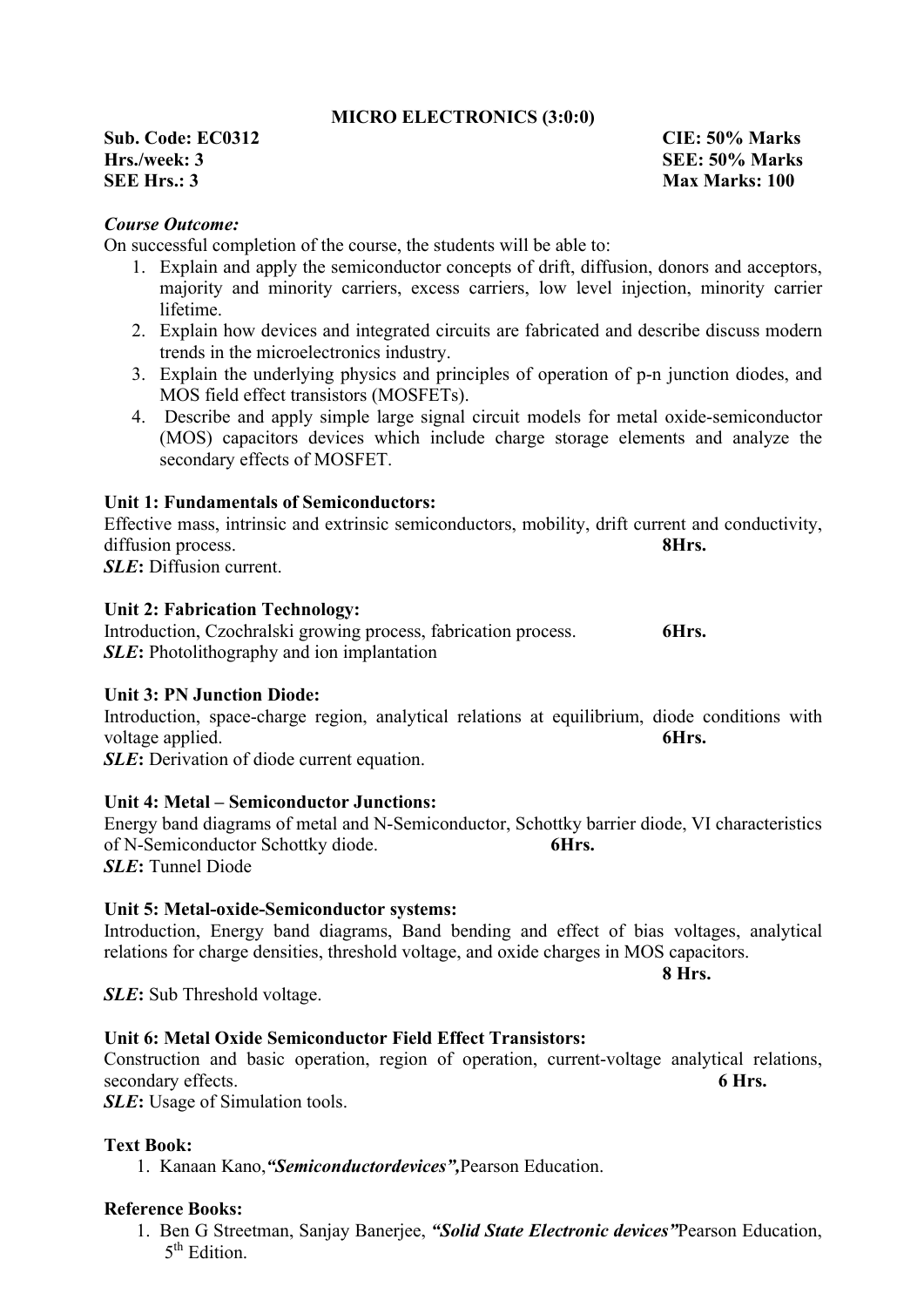# MICRO ELECTRONICS (3:0:0)

**Sub. Code: EC0312** **CIE: 50% Marks**
**Hrs./week: 3** **SEE: 50% Marks**
**SEE Hrs.: 3** **Max Marks: 100**

***Course Outcome:***

On successful completion of the course, the students will be able to:

1. Explain and apply the semiconductor concepts of drift, diffusion, donors and acceptors, majority and minority carriers, excess carriers, low level injection, minority carrier lifetime.
2. Explain how devices and integrated circuits are fabricated and describe discuss modern trends in the microelectronics industry.
3. Explain the underlying physics and principles of operation of p-n junction diodes, and MOS field effect transistors (MOSFETs).
4. Describe and apply simple large signal circuit models for metal oxide-semiconductor (MOS) capacitors devices which include charge storage elements and analyze the secondary effects of MOSFET.

**Unit 1: Fundamentals of Semiconductors:**

Effective mass, intrinsic and extrinsic semiconductors, mobility, drift current and conductivity, diffusion process. **8Hrs.**

***SLE*****:** Diffusion current.

**Unit 2: Fabrication Technology:**

Introduction, Czochralski growing process, fabrication process. **6Hrs.**

***SLE*****:** Photolithography and ion implantation

**Unit 3: PN Junction Diode:**

Introduction, space-charge region, analytical relations at equilibrium, diode conditions with voltage applied. **6Hrs.**

***SLE*****:** Derivation of diode current equation.

**Unit 4: Metal – Semiconductor Junctions:**

Energy band diagrams of metal and N-Semiconductor, Schottky barrier diode, VI characteristics of N-Semiconductor Schottky diode. **6Hrs.**

***SLE*****:** Tunnel Diode

**Unit 5: Metal-oxide-Semiconductor systems:**

Introduction, Energy band diagrams, Band bending and effect of bias voltages, analytical relations for charge densities, threshold voltage, and oxide charges in MOS capacitors. **8 Hrs.**

***SLE*****:** Sub Threshold voltage.

**Unit 6: Metal Oxide Semiconductor Field Effect Transistors:**

Construction and basic operation, region of operation, current-voltage analytical relations, secondary effects. **6 Hrs.**

***SLE*****:** Usage of Simulation tools.

**Text Book:**

1. Kanaan Kano,***"Semiconductordevices",***Pearson Education.

**Reference Books:**

1. Ben G Streetman, Sanjay Banerjee, ***"Solid State Electronic devices"***Pearson Education, 5th Edition.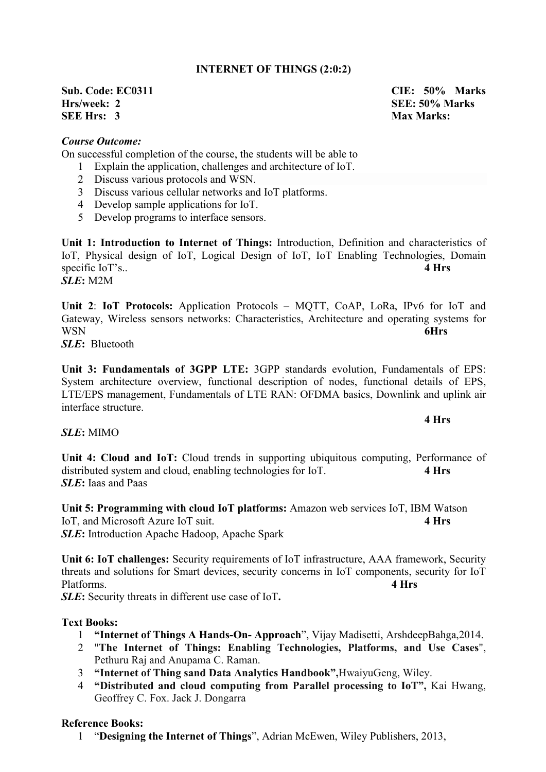## INTERNET OF THINGS (2:0:2)

**Sub. Code: EC0311** **CIE: 50% Marks**
**Hrs/week: 2** **SEE: 50% Marks**
**SEE Hrs: 3** **Max Marks:**

***Course Outcome:***

On successful completion of the course, the students will be able to

1. Explain the application, challenges and architecture of IoT.
2. Discuss various protocols and WSN.
3. Discuss various cellular networks and IoT platforms.
4. Develop sample applications for IoT.
5. Develop programs to interface sensors.

**Unit 1: Introduction to Internet of Things:** Introduction, Definition and characteristics of IoT, Physical design of IoT, Logical Design of IoT, IoT Enabling Technologies, Domain specific IoT's.. **4 Hrs**
***SLE*:** M2M

**Unit 2**: **IoT Protocols:** Application Protocols – MQTT, CoAP, LoRa, IPv6 for IoT and Gateway, Wireless sensors networks: Characteristics, Architecture and operating systems for WSN **6Hrs**
***SLE*:** Bluetooth

**Unit 3: Fundamentals of 3GPP LTE:** 3GPP standards evolution, Fundamentals of EPS: System architecture overview, functional description of nodes, functional details of EPS, LTE/EPS management, Fundamentals of LTE RAN: OFDMA basics, Downlink and uplink air interface structure. **4 Hrs**
***SLE*:** MIMO

**Unit 4: Cloud and IoT:** Cloud trends in supporting ubiquitous computing, Performance of distributed system and cloud, enabling technologies for IoT. **4 Hrs**
***SLE*:** Iaas and Paas

**Unit 5: Programming with cloud IoT platforms:** Amazon web services IoT, IBM Watson IoT, and Microsoft Azure IoT suit. **4 Hrs**
***SLE*:** Introduction Apache Hadoop, Apache Spark

**Unit 6: IoT challenges:** Security requirements of IoT infrastructure, AAA framework, Security threats and solutions for Smart devices, security concerns in IoT components, security for IoT Platforms. **4 Hrs**
***SLE*:** Security threats in different use case of IoT**.**

**Text Books:**

1. **"Internet of Things A Hands-On- Approach"**, Vijay Madisetti, ArshdeepBahga,2014.
2. "**The Internet of Things: Enabling Technologies, Platforms, and Use Cases**", Pethuru Raj and Anupama C. Raman.
3. **"Internet of Thing sand Data Analytics Handbook",**HwaiyuGeng, Wiley.
4. **"Distributed and cloud computing from Parallel processing to IoT",** Kai Hwang, Geoffrey C. Fox. Jack J. Dongarra

**Reference Books:**

1. "**Designing the Internet of Things**", Adrian McEwen, Wiley Publishers, 2013,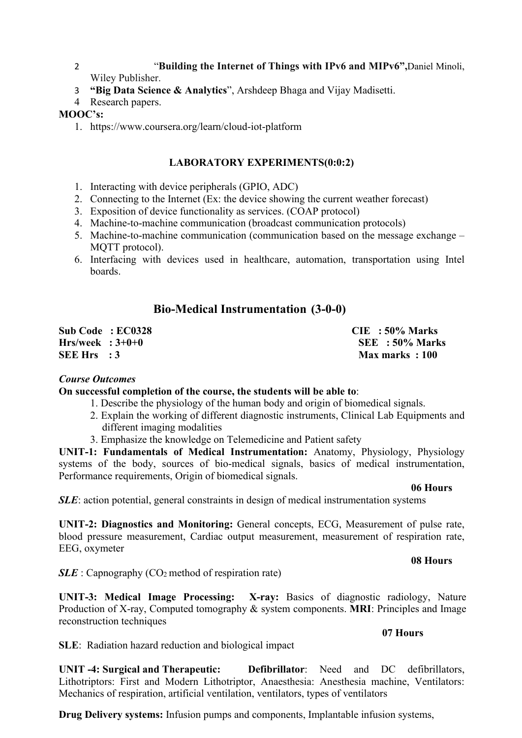2. "**Building the Internet of Things with IPv6 and MIPv6",**Daniel Minoli, Wiley Publisher.
3. **"Big Data Science & Analytics**", Arshdeep Bhaga and Vijay Madisetti.
4. Research papers.

**MOOC's:**

1. https://www.coursera.org/learn/cloud-iot-platform

**LABORATORY EXPERIMENTS(0:0:2)**

1. Interacting with device peripherals (GPIO, ADC)
2. Connecting to the Internet (Ex: the device showing the current weather forecast)
3. Exposition of device functionality as services. (COAP protocol)
4. Machine-to-machine communication (broadcast communication protocols)
5. Machine-to-machine communication (communication based on the message exchange – MQTT protocol).
6. Interfacing with devices used in healthcare, automation, transportation using Intel boards.

## Bio-Medical Instrumentation (3-0-0)

| | |
|---|---|
| **Sub Code : EC0328** | **CIE : 50% Marks** |
| **Hrs/week : 3+0+0** | **SEE : 50% Marks** |
| **SEE Hrs : 3** | **Max marks : 100** |

***Course Outcomes***

**On successful completion of the course, the students will be able to**:

1. Describe the physiology of the human body and origin of biomedical signals.
2. Explain the working of different diagnostic instruments, Clinical Lab Equipments and different imaging modalities
3. Emphasize the knowledge on Telemedicine and Patient safety

**UNIT-1: Fundamentals of Medical Instrumentation:** Anatomy, Physiology, Physiology systems of the body, sources of bio-medical signals, basics of medical instrumentation, Performance requirements, Origin of biomedical signals.

**06 Hours**

***SLE***: action potential, general constraints in design of medical instrumentation systems

**UNIT-2: Diagnostics and Monitoring:** General concepts, ECG, Measurement of pulse rate, blood pressure measurement, Cardiac output measurement, measurement of respiration rate, EEG, oxymeter

**08 Hours**

***SLE*** : Capnography ($CO_2$ method of respiration rate)

**UNIT-3: Medical Image Processing: X-ray:** Basics of diagnostic radiology, Nature Production of X-ray, Computed tomography & system components. **MRI**: Principles and Image reconstruction techniques

**07 Hours**

**SLE**: Radiation hazard reduction and biological impact

**UNIT -4: Surgical and Therapeutic: Defibrillator**: Need and DC defibrillators, Lithotriptors: First and Modern Lithotriptor, Anaesthesia: Anesthesia machine, Ventilators: Mechanics of respiration, artificial ventilation, ventilators, types of ventilators

**Drug Delivery systems:** Infusion pumps and components, Implantable infusion systems,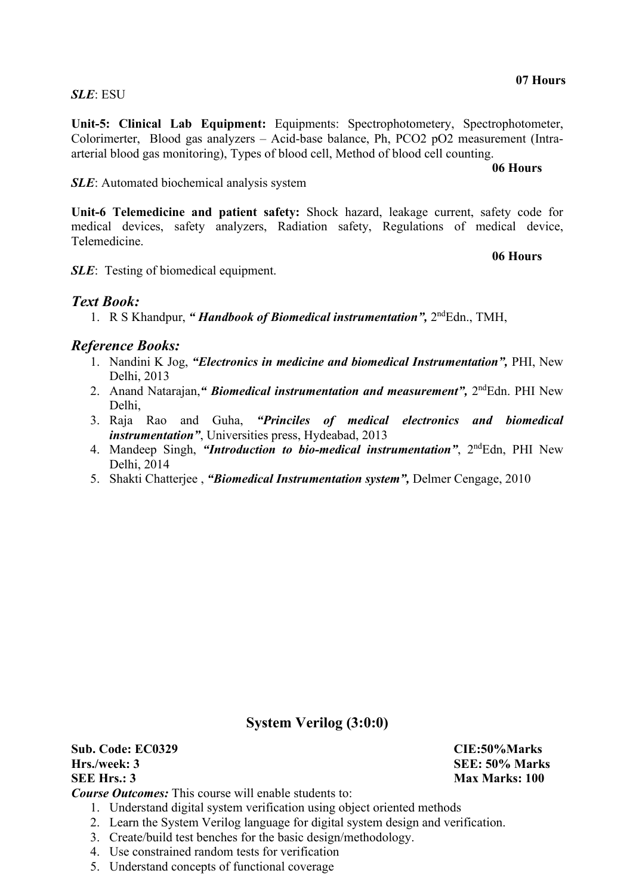**07 Hours**

***SLE***: ESU

**Unit-5: Clinical Lab Equipment:** Equipments: Spectrophotometery, Spectrophotometer, Colorimerter, Blood gas analyzers – Acid-base balance, Ph, PCO2 pO2 measurement (Intra-arterial blood gas monitoring), Types of blood cell, Method of blood cell counting.

**06 Hours**

***SLE***: Automated biochemical analysis system

**Unit-6 Telemedicine and patient safety:** Shock hazard, leakage current, safety code for medical devices, safety analyzers, Radiation safety, Regulations of medical device, Telemedicine.

**06 Hours**

***SLE***: Testing of biomedical equipment.

## *Text Book:*

1. R S Khandpur, ***" Handbook of Biomedical instrumentation",*** 2ndEdn., TMH,

## *Reference Books:*

1. Nandini K Jog, ***"Electronics in medicine and biomedical Instrumentation",*** PHI, New Delhi, 2013
2. Anand Natarajan,***" Biomedical instrumentation and measurement",*** 2ndEdn. PHI New Delhi,
3. Raja Rao and Guha, ***"Princiles of medical electronics and biomedical instrumentation"***, Universities press, Hydeabad, 2013
4. Mandeep Singh, ***"Introduction to bio-medical instrumentation"***, 2ndEdn, PHI New Delhi, 2014
5. Shakti Chatterjee , ***"Biomedical Instrumentation system",*** Delmer Cengage, 2010

## System Verilog (3:0:0)

**Sub. Code: EC0329** — **CIE:50%Marks**
**Hrs./week: 3** — **SEE: 50% Marks**
**SEE Hrs.: 3** — **Max Marks: 100**

***Course Outcomes:*** This course will enable students to:

1. Understand digital system verification using object oriented methods
2. Learn the System Verilog language for digital system design and verification.
3. Create/build test benches for the basic design/methodology.
4. Use constrained random tests for verification
5. Understand concepts of functional coverage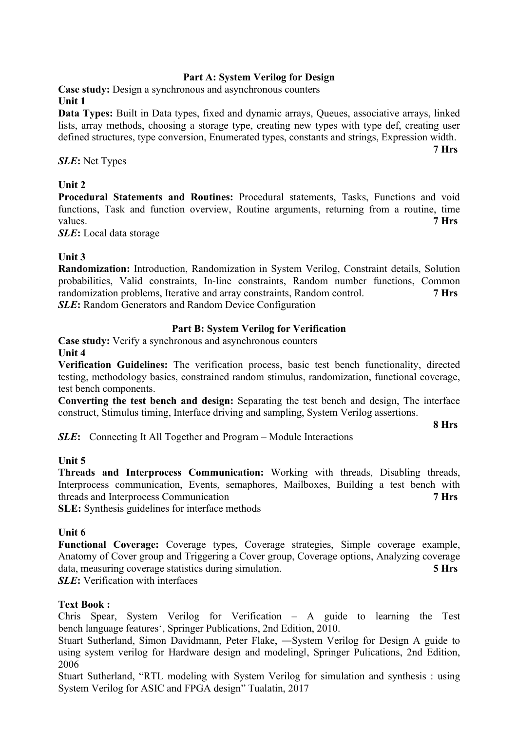## Part A: System Verilog for Design

**Case study:** Design a synchronous and asynchronous counters

**Unit 1**

**Data Types:** Built in Data types, fixed and dynamic arrays, Queues, associative arrays, linked lists, array methods, choosing a storage type, creating new types with type def, creating user defined structures, type conversion, Enumerated types, constants and strings, Expression width. **7 Hrs**

***SLE*:** Net Types

**Unit 2**

**Procedural Statements and Routines:** Procedural statements, Tasks, Functions and void functions, Task and function overview, Routine arguments, returning from a routine, time values. **7 Hrs**

***SLE*:** Local data storage

**Unit 3**

**Randomization:** Introduction, Randomization in System Verilog, Constraint details, Solution probabilities, Valid constraints, In-line constraints, Random number functions, Common randomization problems, Iterative and array constraints, Random control. **7 Hrs**

***SLE*:** Random Generators and Random Device Configuration

## Part B: System Verilog for Verification

**Case study:** Verify a synchronous and asynchronous counters

**Unit 4**

**Verification Guidelines:** The verification process, basic test bench functionality, directed testing, methodology basics, constrained random stimulus, randomization, functional coverage, test bench components.

**Converting the test bench and design:** Separating the test bench and design, The interface construct, Stimulus timing, Interface driving and sampling, System Verilog assertions. **8 Hrs**

***SLE*:** Connecting It All Together and Program – Module Interactions

**Unit 5**

**Threads and Interprocess Communication:** Working with threads, Disabling threads, Interprocess communication, Events, semaphores, Mailboxes, Building a test bench with threads and Interprocess Communication **7 Hrs**

**SLE:** Synthesis guidelines for interface methods

**Unit 6**

**Functional Coverage:** Coverage types, Coverage strategies, Simple coverage example, Anatomy of Cover group and Triggering a Cover group, Coverage options, Analyzing coverage data, measuring coverage statistics during simulation. **5 Hrs**

***SLE*:** Verification with interfaces

**Text Book :**

Chris Spear, System Verilog for Verification – A guide to learning the Test bench language features', Springer Publications, 2nd Edition, 2010.

Stuart Sutherland, Simon Davidmann, Peter Flake, ―System Verilog for Design A guide to using system verilog for Hardware design and modeling‖, Springer Pulications, 2nd Edition, 2006

Stuart Sutherland, "RTL modeling with System Verilog for simulation and synthesis : using System Verilog for ASIC and FPGA design" Tualatin, 2017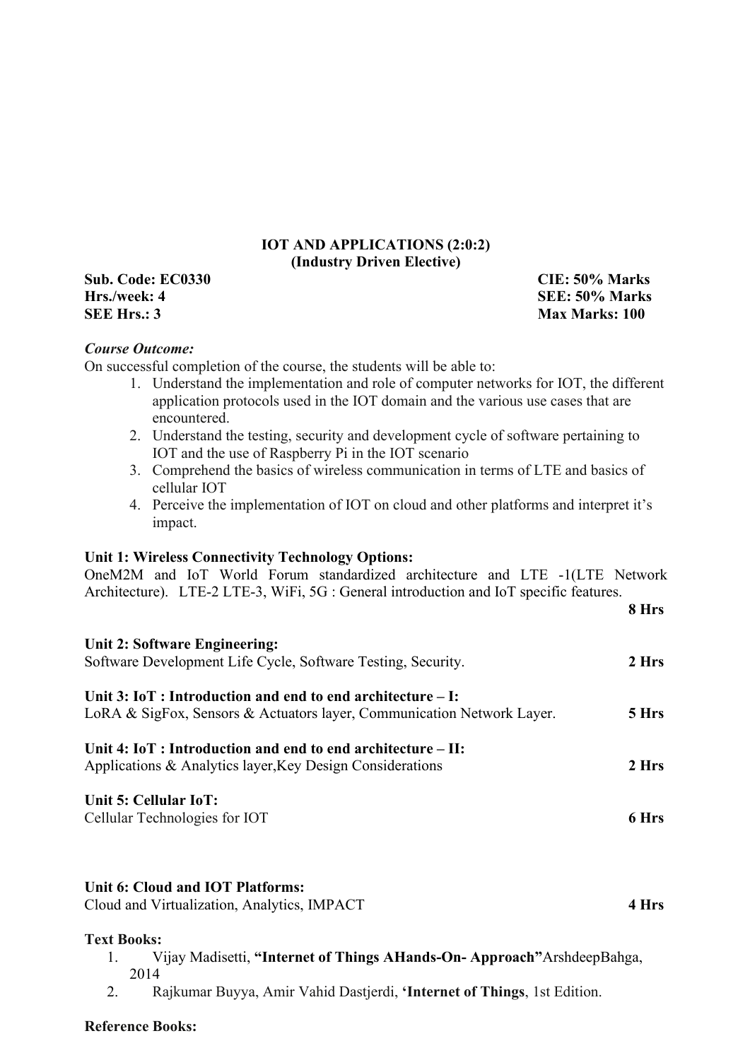## IOT AND APPLICATIONS (2:0:2)
### (Industry Driven Elective)

**Sub. Code: EC0330** **CIE: 50% Marks**
**Hrs./week: 4** **SEE: 50% Marks**
**SEE Hrs.: 3** **Max Marks: 100**

***Course Outcome:***
On successful completion of the course, the students will be able to:

1. Understand the implementation and role of computer networks for IOT, the different application protocols used in the IOT domain and the various use cases that are encountered.
2. Understand the testing, security and development cycle of software pertaining to IOT and the use of Raspberry Pi in the IOT scenario
3. Comprehend the basics of wireless communication in terms of LTE and basics of cellular IOT
4. Perceive the implementation of IOT on cloud and other platforms and interpret it's impact.

**Unit 1: Wireless Connectivity Technology Options:**
OneM2M and IoT World Forum standardized architecture and LTE -1(LTE Network Architecture). LTE-2 LTE-3, WiFi, 5G : General introduction and IoT specific features.
**8 Hrs**

**Unit 2: Software Engineering:**
Software Development Life Cycle, Software Testing, Security. **2 Hrs**

**Unit 3: IoT : Introduction and end to end architecture – I:**
LoRA & SigFox, Sensors & Actuators layer, Communication Network Layer. **5 Hrs**

**Unit 4: IoT : Introduction and end to end architecture – II:**
Applications & Analytics layer,Key Design Considerations **2 Hrs**

**Unit 5: Cellular IoT:**
Cellular Technologies for IOT **6 Hrs**

**Unit 6: Cloud and IOT Platforms:**
Cloud and Virtualization, Analytics, IMPACT **4 Hrs**

**Text Books:**

1. Vijay Madisetti, **"Internet of Things AHands-On- Approach"**ArshdeepBahga, 2014
2. Rajkumar Buyya, Amir Vahid Dastjerdi, **'Internet of Things**, 1st Edition.

**Reference Books:**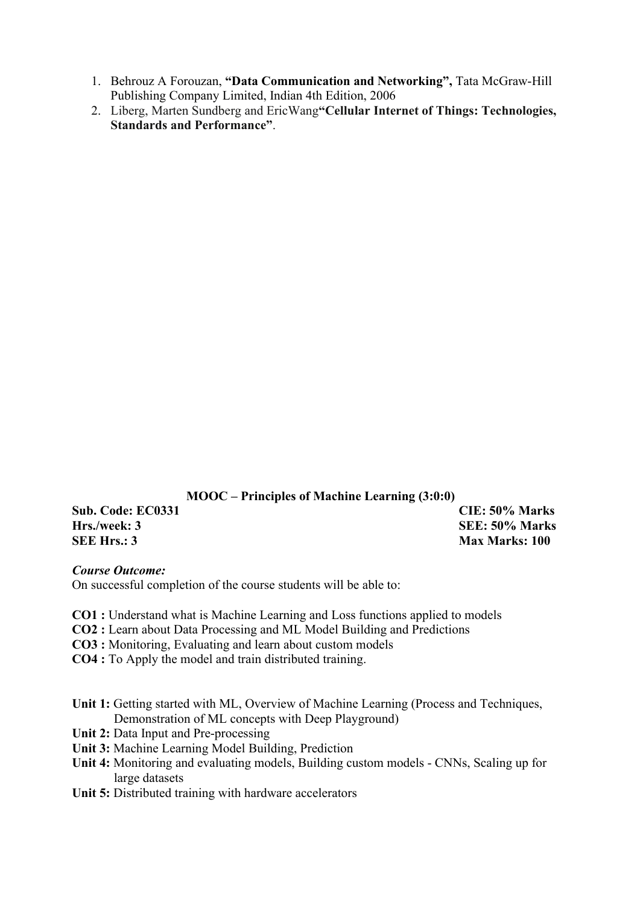1. Behrouz A Forouzan, **"Data Communication and Networking",** Tata McGraw-Hill Publishing Company Limited, Indian 4th Edition, 2006
2. Liberg, Marten Sundberg and EricWang**"Cellular Internet of Things: Technologies, Standards and Performance"**.

## MOOC – Principles of Machine Learning (3:0:0)

**Sub. Code: EC0331** **CIE: 50% Marks**
**Hrs./week: 3** **SEE: 50% Marks**
**SEE Hrs.: 3** **Max Marks: 100**

***Course Outcome:***
On successful completion of the course students will be able to:

**CO1 :** Understand what is Machine Learning and Loss functions applied to models
**CO2 :** Learn about Data Processing and ML Model Building and Predictions
**CO3 :** Monitoring, Evaluating and learn about custom models
**CO4 :** To Apply the model and train distributed training.

**Unit 1:** Getting started with ML, Overview of Machine Learning (Process and Techniques, Demonstration of ML concepts with Deep Playground)
**Unit 2:** Data Input and Pre-processing
**Unit 3:** Machine Learning Model Building, Prediction
**Unit 4:** Monitoring and evaluating models, Building custom models - CNNs, Scaling up for large datasets
**Unit 5:** Distributed training with hardware accelerators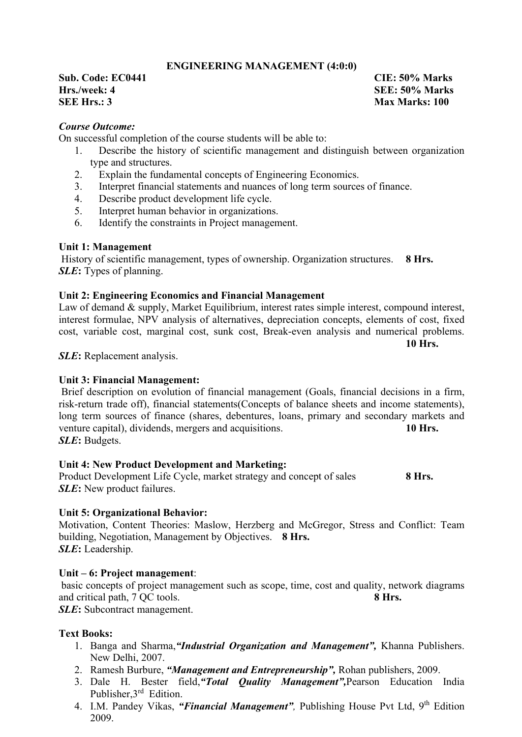## ENGINEERING MANAGEMENT (4:0:0)

**Sub. Code: EC0441** **CIE: 50% Marks**
**Hrs./week: 4** **SEE: 50% Marks**
**SEE Hrs.: 3** **Max Marks: 100**

***Course Outcome:***

On successful completion of the course students will be able to:

1. Describe the history of scientific management and distinguish between organization type and structures.
2. Explain the fundamental concepts of Engineering Economics.
3. Interpret financial statements and nuances of long term sources of finance.
4. Describe product development life cycle.
5. Interpret human behavior in organizations.
6. Identify the constraints in Project management.

**Unit 1: Management**

History of scientific management, types of ownership. Organization structures. **8 Hrs.**
***SLE*****:** Types of planning.

**Unit 2: Engineering Economics and Financial Management**

Law of demand & supply, Market Equilibrium, interest rates simple interest, compound interest, interest formulae, NPV analysis of alternatives, depreciation concepts, elements of cost, fixed cost, variable cost, marginal cost, sunk cost, Break-even analysis and numerical problems. **10 Hrs.**

***SLE*****:** Replacement analysis.

**Unit 3: Financial Management:**

Brief description on evolution of financial management (Goals, financial decisions in a firm, risk-return trade off), financial statements(Concepts of balance sheets and income statements), long term sources of finance (shares, debentures, loans, primary and secondary markets and venture capital), dividends, mergers and acquisitions. **10 Hrs.**
***SLE*****:** Budgets.

**Unit 4: New Product Development and Marketing:**

Product Development Life Cycle, market strategy and concept of sales **8 Hrs.**
***SLE*****:** New product failures.

**Unit 5: Organizational Behavior:**

Motivation, Content Theories: Maslow, Herzberg and McGregor, Stress and Conflict: Team building, Negotiation, Management by Objectives. **8 Hrs.**
***SLE*****:** Leadership.

**Unit – 6: Project management**:

basic concepts of project management such as scope, time, cost and quality, network diagrams and critical path, 7 QC tools. **8 Hrs.**
***SLE*****:** Subcontract management.

**Text Books:**

1. Banga and Sharma,***"Industrial Organization and Management",*** Khanna Publishers. New Delhi, 2007.
2. Ramesh Burbure, ***"Management and Entrepreneurship",*** Rohan publishers, 2009.
3. Dale H. Bester field,***"Total Quality Management",***Pearson Education India Publisher,3rd Edition.
4. I.M. Pandey Vikas, ***"Financial Management",*** Publishing House Pvt Ltd, 9th Edition 2009.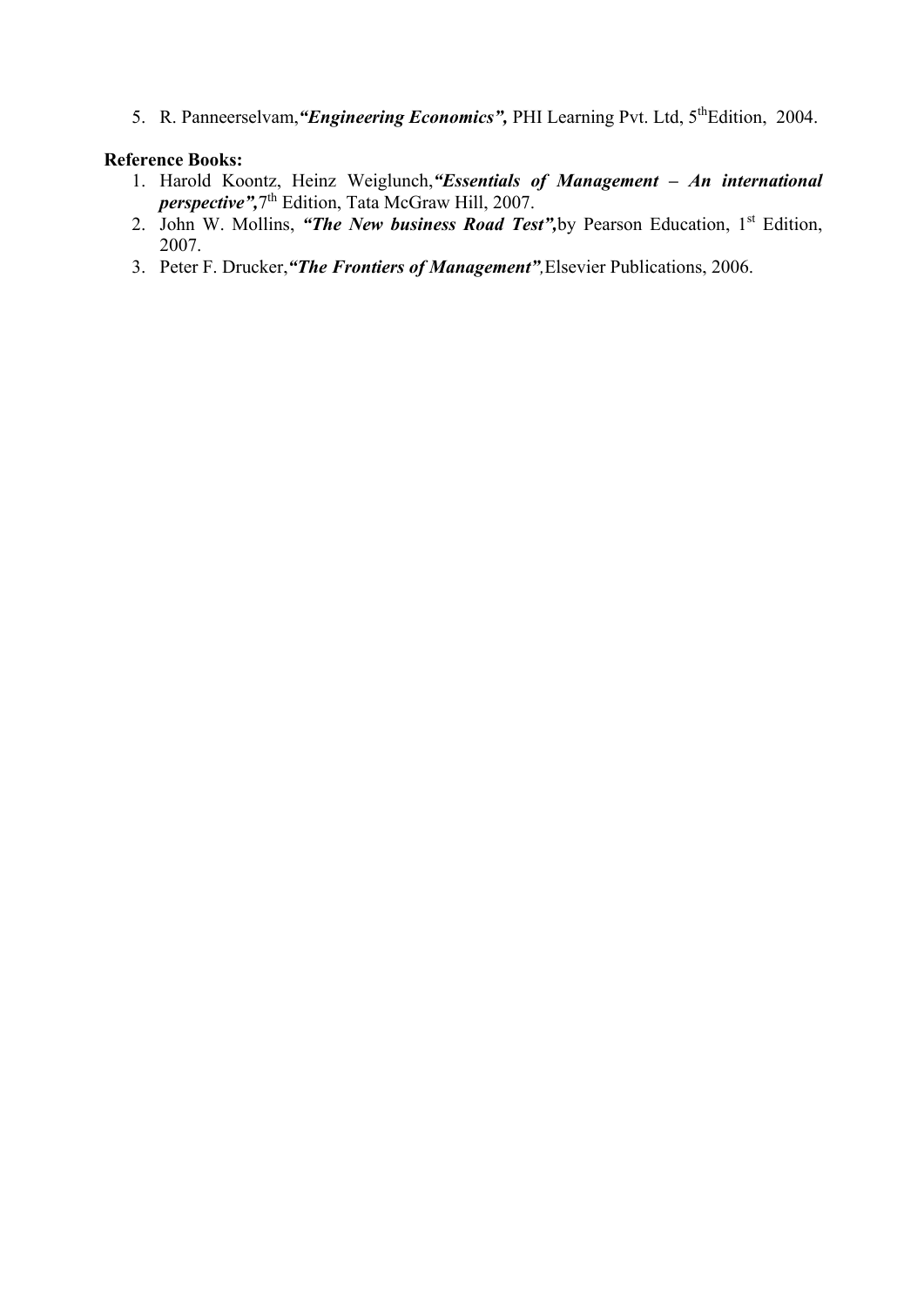5. R. Panneerselvam,***"Engineering Economics",*** PHI Learning Pvt. Ltd, 5th Edition, 2004.

**Reference Books:**

1. Harold Koontz, Heinz Weiglunch,***"Essentials of Management – An international perspective",*** 7th Edition, Tata McGraw Hill, 2007.
2. John W. Mollins, ***"The New business Road Test",*** by Pearson Education, 1st Edition, 2007.
3. Peter F. Drucker,***"The Frontiers of Management",*** Elsevier Publications, 2006.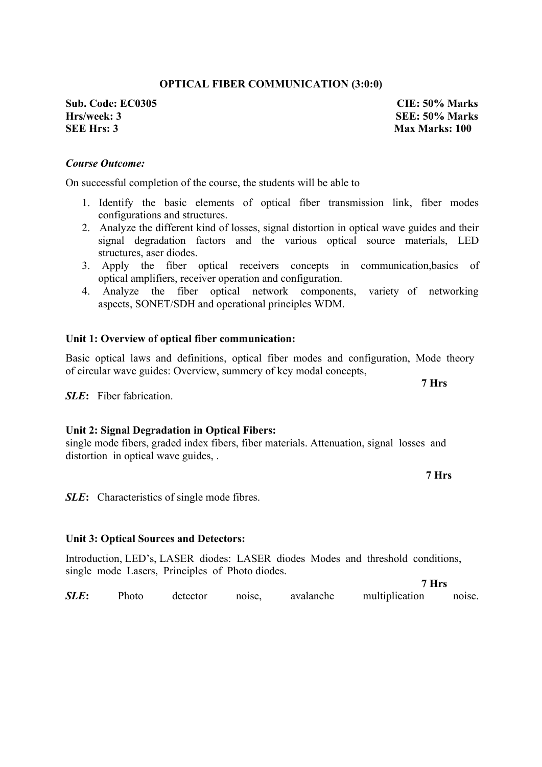**OPTICAL FIBER COMMUNICATION (3:0:0)**

**Sub. Code: EC0305** **CIE: 50% Marks**
**Hrs/week: 3** **SEE: 50% Marks**
**SEE Hrs: 3** **Max Marks: 100**

***Course Outcome:***

On successful completion of the course, the students will be able to

1. Identify the basic elements of optical fiber transmission link, fiber modes configurations and structures.
2. Analyze the different kind of losses, signal distortion in optical wave guides and their signal degradation factors and the various optical source materials, LED structures, aser diodes.
3. Apply the fiber optical receivers concepts in communication,basics of optical amplifiers, receiver operation and configuration.
4. Analyze the fiber optical network components, variety of networking aspects, SONET/SDH and operational principles WDM.

**Unit 1: Overview of optical fiber communication:**

Basic optical laws and definitions, optical fiber modes and configuration, Mode theory of circular wave guides: Overview, summery of key modal concepts,

**7 Hrs**

***SLE*:** Fiber fabrication.

**Unit 2: Signal Degradation in Optical Fibers:**
single mode fibers, graded index fibers, fiber materials. Attenuation, signal losses and distortion in optical wave guides, .

**7 Hrs**

***SLE*:** Characteristics of single mode fibres.

**Unit 3: Optical Sources and Detectors:**

Introduction, LED's, LASER diodes: LASER diodes Modes and threshold conditions, single mode Lasers, Principles of Photo diodes.

**7 Hrs**

***SLE*:** Photo detector noise, avalanche multiplication noise.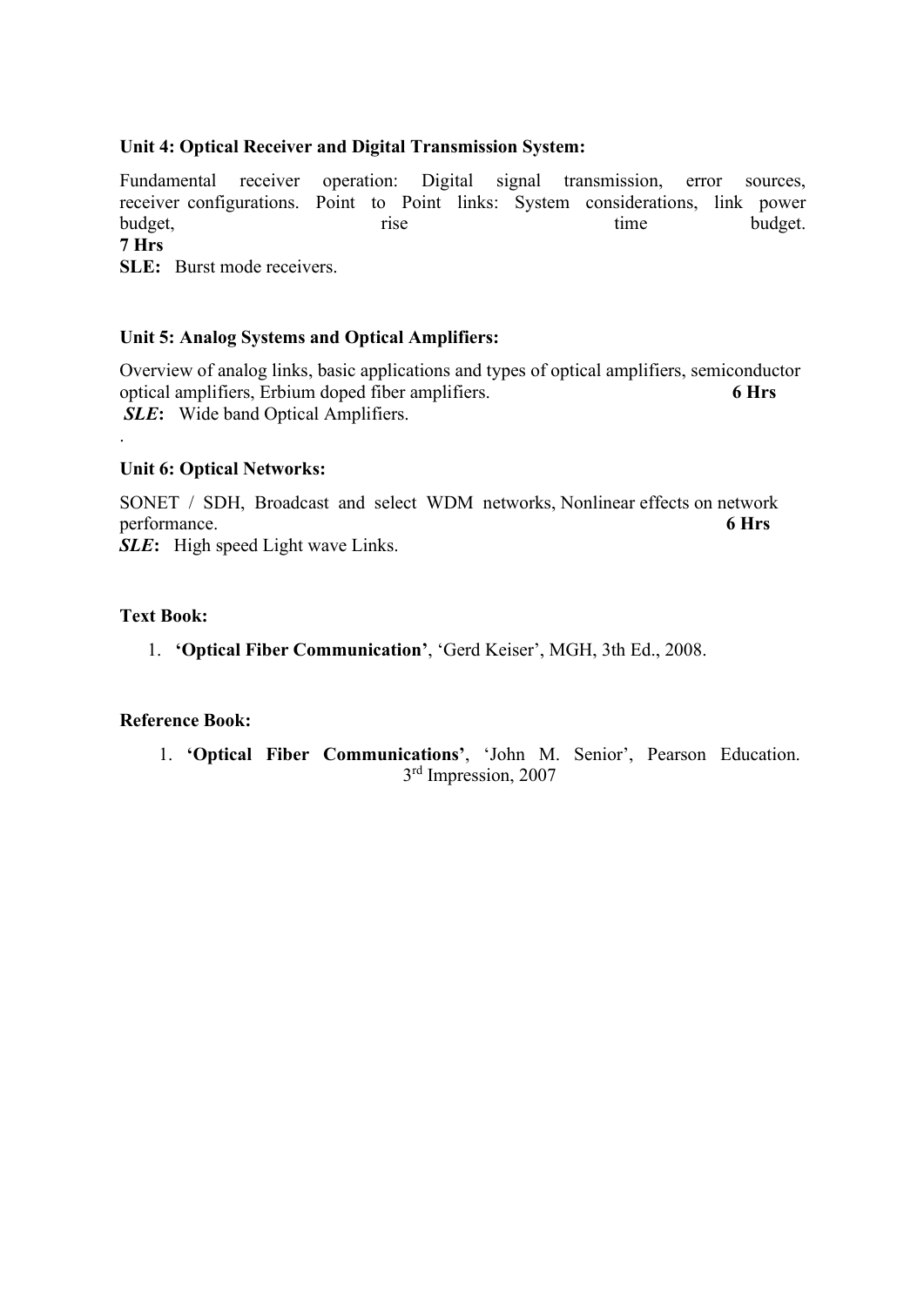**Unit 4: Optical Receiver and Digital Transmission System:**

Fundamental receiver operation: Digital signal transmission, error sources, receiver configurations. Point to Point links: System considerations, link power budget, rise time budget.
**7 Hrs**

**SLE:** Burst mode receivers.

**Unit 5: Analog Systems and Optical Amplifiers:**

Overview of analog links, basic applications and types of optical amplifiers, semiconductor optical amplifiers, Erbium doped fiber amplifiers. **6 Hrs**

***SLE*:** Wide band Optical Amplifiers.

.

**Unit 6: Optical Networks:**

SONET / SDH, Broadcast and select WDM networks, Nonlinear effects on network performance. **6 Hrs**

***SLE*:** High speed Light wave Links.

**Text Book:**

1. **'Optical Fiber Communication'**, 'Gerd Keiser', MGH, 3th Ed., 2008.

**Reference Book:**

1. **'Optical Fiber Communications'**, 'John M. Senior', Pearson Education. 3rd Impression, 2007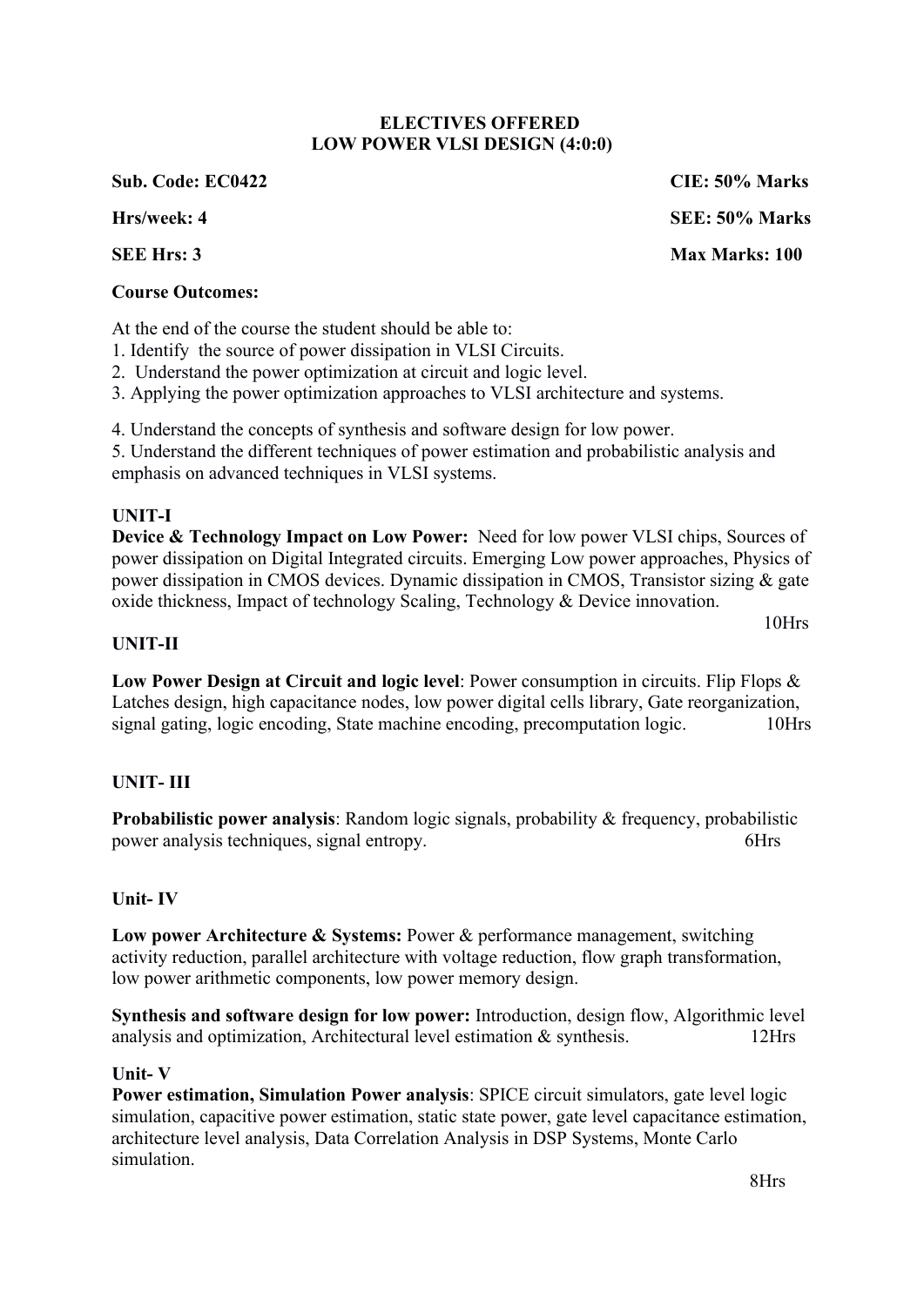## ELECTIVES OFFERED
## LOW POWER VLSI DESIGN (4:0:0)

**Sub. Code: EC0422** **CIE: 50% Marks**

**Hrs/week: 4** **SEE: 50% Marks**

**SEE Hrs: 3** **Max Marks: 100**

**Course Outcomes:**

At the end of the course the student should be able to:

1. Identify the source of power dissipation in VLSI Circuits.
2. Understand the power optimization at circuit and logic level.
3. Applying the power optimization approaches to VLSI architecture and systems.
4. Understand the concepts of synthesis and software design for low power.
5. Understand the different techniques of power estimation and probabilistic analysis and emphasis on advanced techniques in VLSI systems.

**UNIT-I**

**Device & Technology Impact on Low Power:** Need for low power VLSI chips, Sources of power dissipation on Digital Integrated circuits. Emerging Low power approaches, Physics of power dissipation in CMOS devices. Dynamic dissipation in CMOS, Transistor sizing & gate oxide thickness, Impact of technology Scaling, Technology & Device innovation.

10Hrs

**UNIT-II**

**Low Power Design at Circuit and logic level**: Power consumption in circuits. Flip Flops & Latches design, high capacitance nodes, low power digital cells library, Gate reorganization, signal gating, logic encoding, State machine encoding, precomputation logic. 10Hrs

**UNIT- III**

**Probabilistic power analysis**: Random logic signals, probability & frequency, probabilistic power analysis techniques, signal entropy. 6Hrs

**Unit- IV**

**Low power Architecture & Systems:** Power & performance management, switching activity reduction, parallel architecture with voltage reduction, flow graph transformation, low power arithmetic components, low power memory design.

**Synthesis and software design for low power:** Introduction, design flow, Algorithmic level analysis and optimization, Architectural level estimation & synthesis. 12Hrs

**Unit- V**

**Power estimation, Simulation Power analysis**: SPICE circuit simulators, gate level logic simulation, capacitive power estimation, static state power, gate level capacitance estimation, architecture level analysis, Data Correlation Analysis in DSP Systems, Monte Carlo simulation.

8Hrs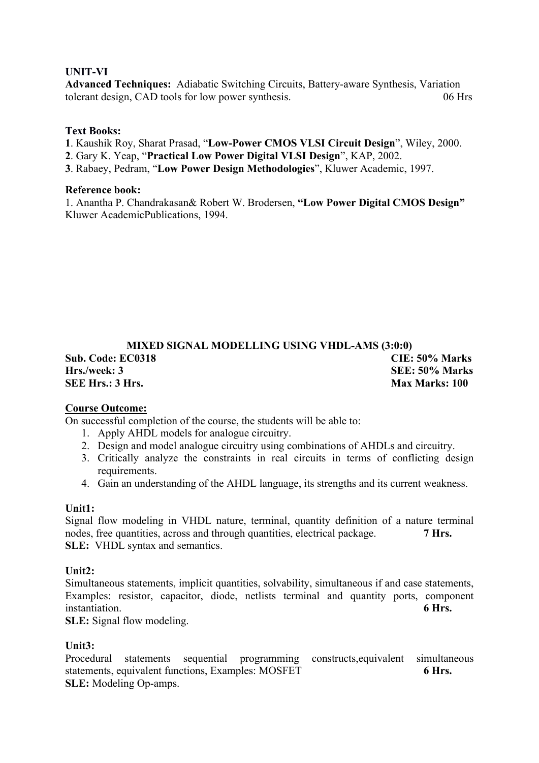**UNIT-VI**

**Advanced Techniques:** Adiabatic Switching Circuits, Battery-aware Synthesis, Variation tolerant design, CAD tools for low power synthesis. 06 Hrs

**Text Books:**

**1**. Kaushik Roy, Sharat Prasad, "**Low-Power CMOS VLSI Circuit Design**", Wiley, 2000.
**2**. Gary K. Yeap, "**Practical Low Power Digital VLSI Design**", KAP, 2002.
**3**. Rabaey, Pedram, "**Low Power Design Methodologies**", Kluwer Academic, 1997.

**Reference book:**

1. Anantha P. Chandrakasan& Robert W. Brodersen, **"Low Power Digital CMOS Design"** Kluwer AcademicPublications, 1994.

## MIXED SIGNAL MODELLING USING VHDL-AMS (3:0:0)

| | |
|---|---|
| **Sub. Code: EC0318** | **CIE: 50% Marks** |
| **Hrs./week: 3** | **SEE: 50% Marks** |
| **SEE Hrs.: 3 Hrs.** | **Max Marks: 100** |

**Course Outcome:**

On successful completion of the course, the students will be able to:

1. Apply AHDL models for analogue circuitry.
2. Design and model analogue circuitry using combinations of AHDLs and circuitry.
3. Critically analyze the constraints in real circuits in terms of conflicting design requirements.
4. Gain an understanding of the AHDL language, its strengths and its current weakness.

**Unit1:**

Signal flow modeling in VHDL nature, terminal, quantity definition of a nature terminal nodes, free quantities, across and through quantities, electrical package. **7 Hrs.**

**SLE:** VHDL syntax and semantics.

**Unit2:**

Simultaneous statements, implicit quantities, solvability, simultaneous if and case statements, Examples: resistor, capacitor, diode, netlists terminal and quantity ports, component instantiation. **6 Hrs.**

**SLE:** Signal flow modeling.

**Unit3:**

Procedural statements sequential programming constructs,equivalent simultaneous statements, equivalent functions, Examples: MOSFET **6 Hrs.**

**SLE:** Modeling Op-amps.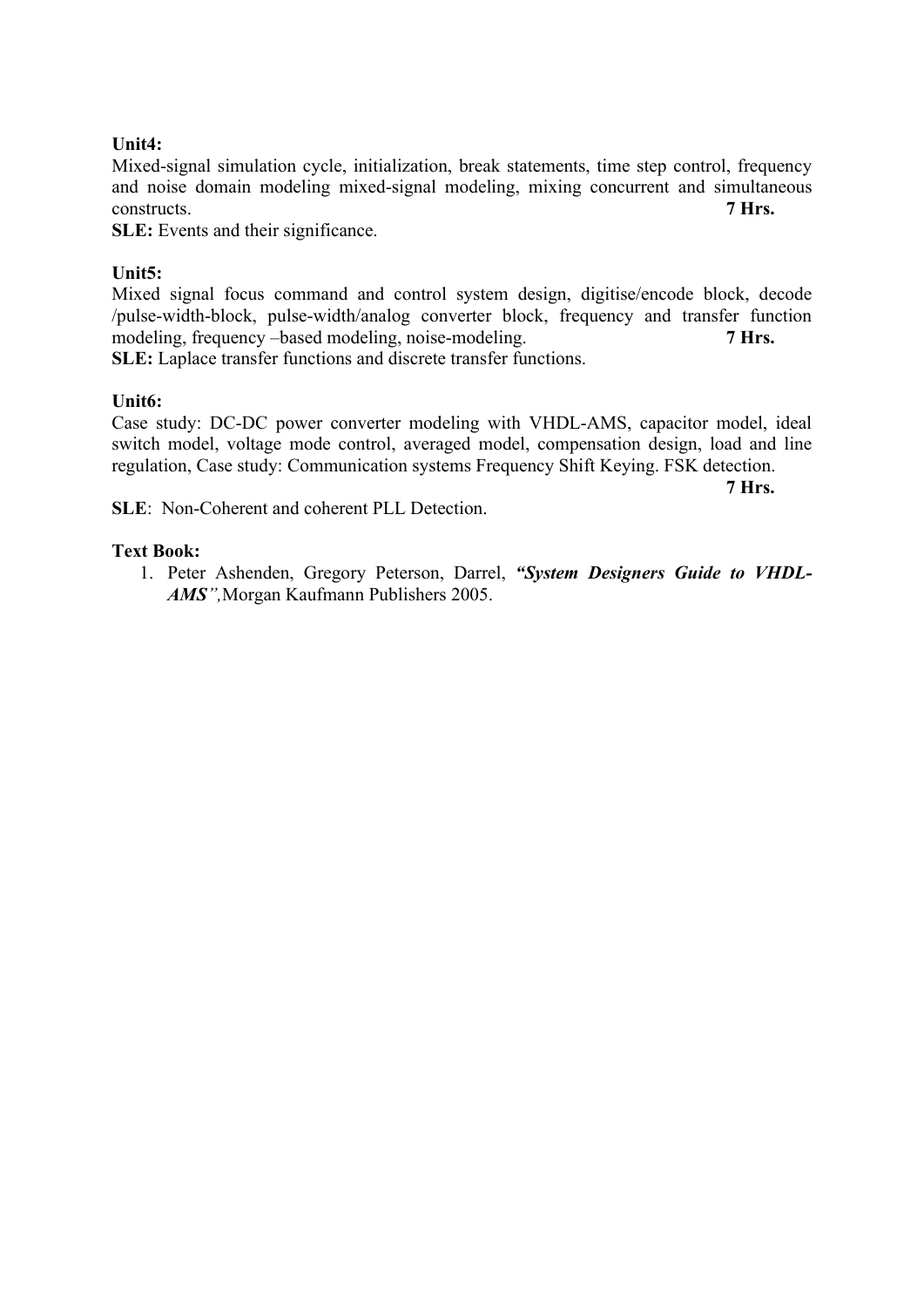**Unit4:**

Mixed-signal simulation cycle, initialization, break statements, time step control, frequency and noise domain modeling mixed-signal modeling, mixing concurrent and simultaneous constructs. **7 Hrs.**

**SLE:** Events and their significance.

**Unit5:**

Mixed signal focus command and control system design, digitise/encode block, decode /pulse-width-block, pulse-width/analog converter block, frequency and transfer function modeling, frequency –based modeling, noise-modeling. **7 Hrs.**

**SLE:** Laplace transfer functions and discrete transfer functions.

**Unit6:**

Case study: DC-DC power converter modeling with VHDL-AMS, capacitor model, ideal switch model, voltage mode control, averaged model, compensation design, load and line regulation, Case study: Communication systems Frequency Shift Keying. FSK detection. **7 Hrs.**

**SLE**: Non-Coherent and coherent PLL Detection.

**Text Book:**

1. Peter Ashenden, Gregory Peterson, Darrel, ***"System Designers Guide to VHDL-AMS"***, Morgan Kaufmann Publishers 2005.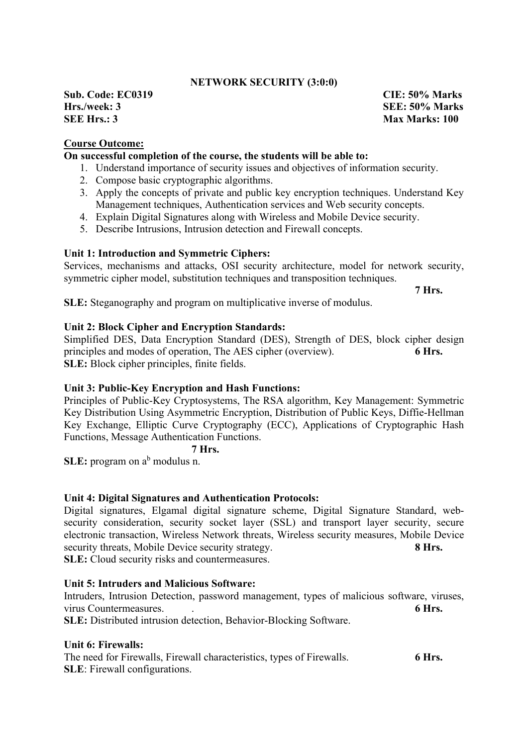**NETWORK SECURITY (3:0:0)**

**Sub. Code: EC0319** | **CIE: 50% Marks**
**Hrs./week: 3** | **SEE: 50% Marks**
**SEE Hrs.: 3** | **Max Marks: 100**

**Course Outcome:**

**On successful completion of the course, the students will be able to:**

1. Understand importance of security issues and objectives of information security.
2. Compose basic cryptographic algorithms.
3. Apply the concepts of private and public key encryption techniques. Understand Key Management techniques, Authentication services and Web security concepts.
4. Explain Digital Signatures along with Wireless and Mobile Device security.
5. Describe Intrusions, Intrusion detection and Firewall concepts.

**Unit 1: Introduction and Symmetric Ciphers:**

Services, mechanisms and attacks, OSI security architecture, model for network security, symmetric cipher model, substitution techniques and transposition techniques.

**7 Hrs.**

**SLE:** Steganography and program on multiplicative inverse of modulus.

**Unit 2: Block Cipher and Encryption Standards:**

Simplified DES, Data Encryption Standard (DES), Strength of DES, block cipher design principles and modes of operation, The AES cipher (overview). **6 Hrs.**

**SLE:** Block cipher principles, finite fields.

**Unit 3: Public-Key Encryption and Hash Functions:**

Principles of Public-Key Cryptosystems, The RSA algorithm, Key Management: Symmetric Key Distribution Using Asymmetric Encryption, Distribution of Public Keys, Diffie-Hellman Key Exchange, Elliptic Curve Cryptography (ECC), Applications of Cryptographic Hash Functions, Message Authentication Functions.

**7 Hrs.**

**SLE:** program on $a^b$ modulus n.

**Unit 4: Digital Signatures and Authentication Protocols:**

Digital signatures, Elgamal digital signature scheme, Digital Signature Standard, web-security consideration, security socket layer (SSL) and transport layer security, secure electronic transaction, Wireless Network threats, Wireless security measures, Mobile Device security threats, Mobile Device security strategy. **8 Hrs.**

**SLE:** Cloud security risks and countermeasures.

**Unit 5: Intruders and Malicious Software:**

Intruders, Intrusion Detection, password management, types of malicious software, viruses, virus Countermeasures. . **6 Hrs.**

**SLE:** Distributed intrusion detection, Behavior-Blocking Software.

**Unit 6: Firewalls:**

The need for Firewalls, Firewall characteristics, types of Firewalls. **6 Hrs.**

**SLE**: Firewall configurations.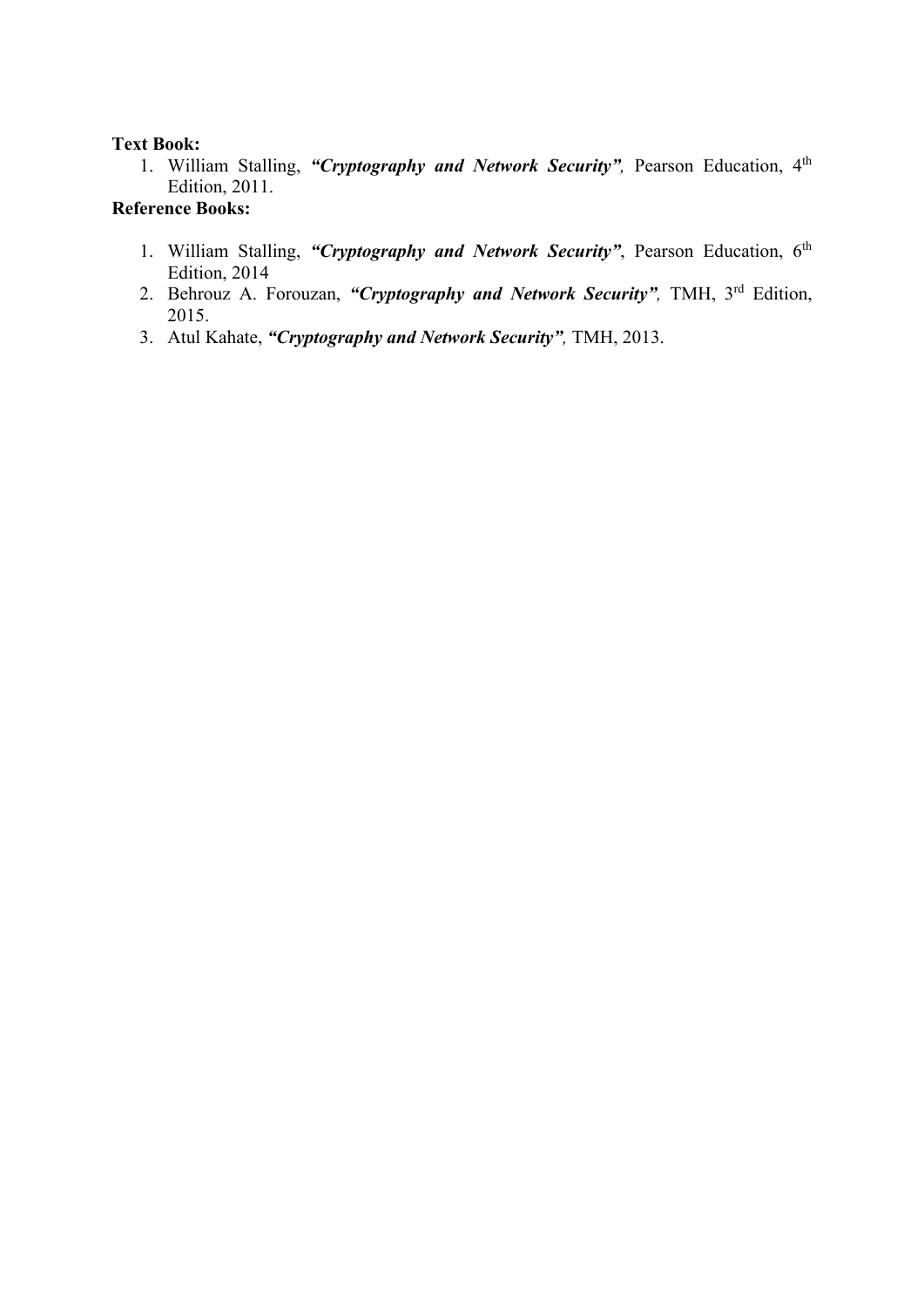**Text Book:**

1. William Stalling, ***"Cryptography and Network Security"***, Pearson Education, 4th Edition, 2011.

**Reference Books:**

1. William Stalling, ***"Cryptography and Network Security"***, Pearson Education, 6th Edition, 2014
2. Behrouz A. Forouzan, ***"Cryptography and Network Security"***, TMH, 3rd Edition, 2015.
3. Atul Kahate, ***"Cryptography and Network Security"***, TMH, 2013.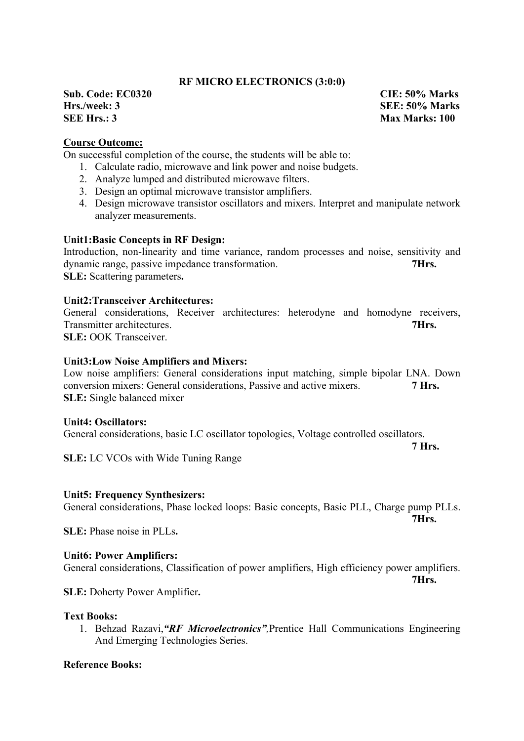## RF MICRO ELECTRONICS (3:0:0)

**Sub. Code: EC0320** **CIE: 50% Marks**
**Hrs./week: 3** **SEE: 50% Marks**
**SEE Hrs.: 3** **Max Marks: 100**

**Course Outcome:**

On successful completion of the course, the students will be able to:

1. Calculate radio, microwave and link power and noise budgets.
2. Analyze lumped and distributed microwave filters.
3. Design an optimal microwave transistor amplifiers.
4. Design microwave transistor oscillators and mixers. Interpret and manipulate network analyzer measurements.

**Unit1:Basic Concepts in RF Design:**

Introduction, non-linearity and time variance, random processes and noise, sensitivity and dynamic range, passive impedance transformation. **7Hrs.**

**SLE:** Scattering parameters**.**

**Unit2:Transceiver Architectures:**

General considerations, Receiver architectures: heterodyne and homodyne receivers, Transmitter architectures. **7Hrs.**

**SLE:** OOK Transceiver.

**Unit3:Low Noise Amplifiers and Mixers:**

Low noise amplifiers: General considerations input matching, simple bipolar LNA. Down conversion mixers: General considerations, Passive and active mixers. **7 Hrs.**

**SLE:** Single balanced mixer

**Unit4: Oscillators:**

General considerations, basic LC oscillator topologies, Voltage controlled oscillators. **7 Hrs.**

**SLE:** LC VCOs with Wide Tuning Range

**Unit5: Frequency Synthesizers:**

General considerations, Phase locked loops: Basic concepts, Basic PLL, Charge pump PLLs. **7Hrs.**

**SLE:** Phase noise in PLLs**.**

**Unit6: Power Amplifiers:**

General considerations, Classification of power amplifiers, High efficiency power amplifiers. **7Hrs.**

**SLE:** Doherty Power Amplifier**.**

**Text Books:**

1. Behzad Razavi,***"RF Microelectronics"***,Prentice Hall Communications Engineering And Emerging Technologies Series.

**Reference Books:**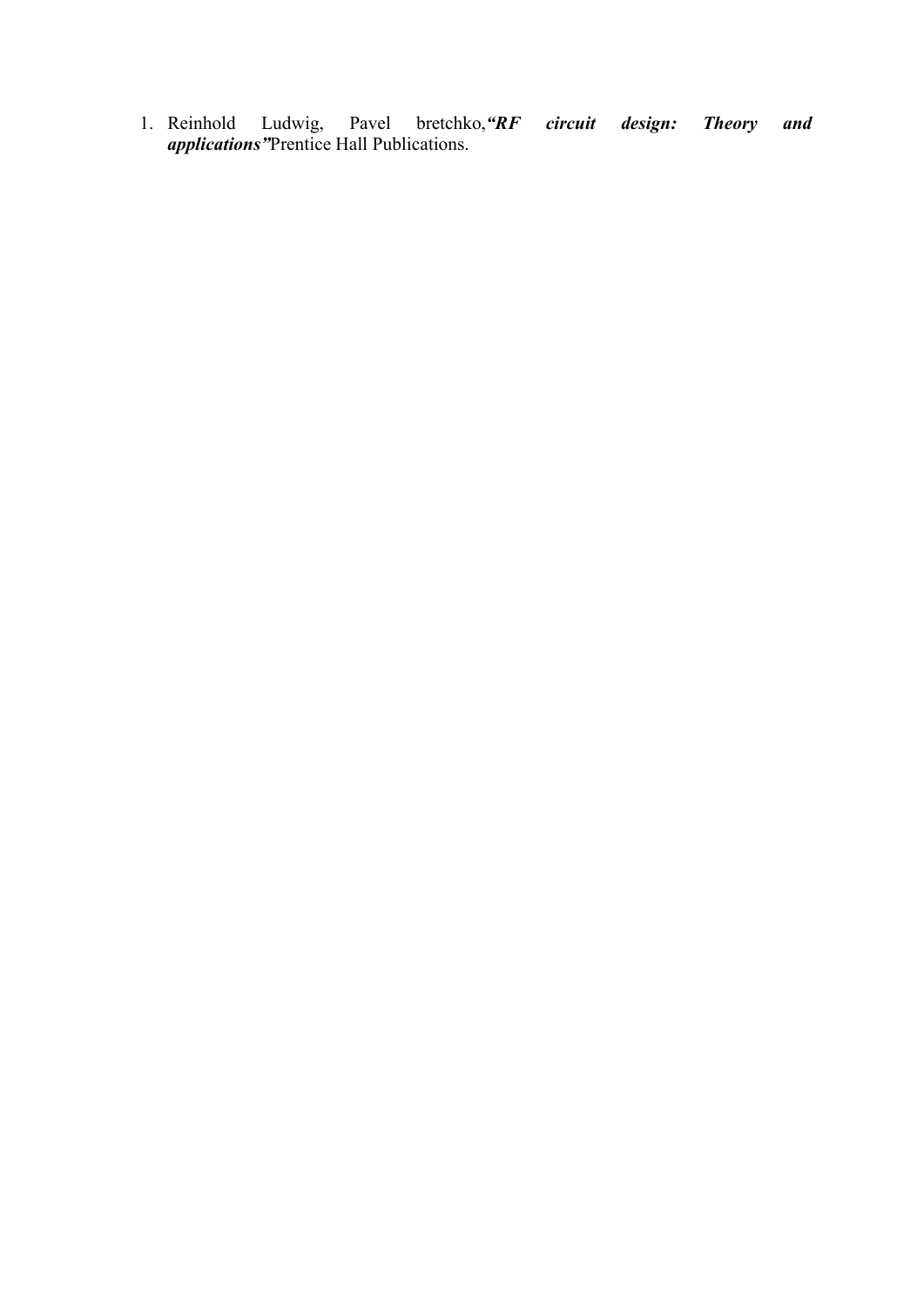1. Reinhold Ludwig, Pavel bretchko,***"RF circuit design: Theory and applications"***Prentice Hall Publications.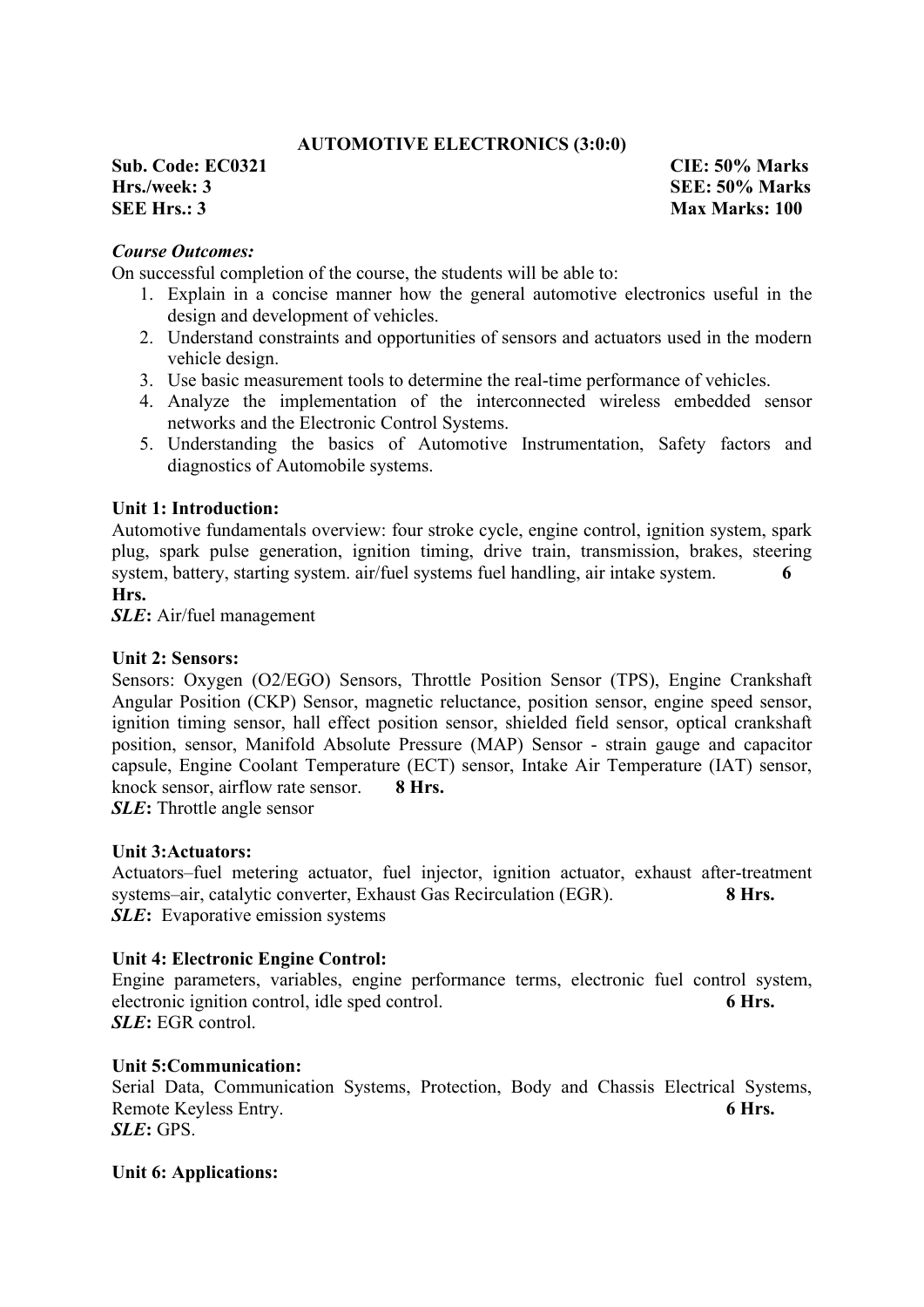**AUTOMOTIVE ELECTRONICS (3:0:0)**

**Sub. Code: EC0321** **CIE: 50% Marks**
**Hrs./week: 3** **SEE: 50% Marks**
**SEE Hrs.: 3** **Max Marks: 100**

***Course Outcomes:***

On successful completion of the course, the students will be able to:

1. Explain in a concise manner how the general automotive electronics useful in the design and development of vehicles.
2. Understand constraints and opportunities of sensors and actuators used in the modern vehicle design.
3. Use basic measurement tools to determine the real-time performance of vehicles.
4. Analyze the implementation of the interconnected wireless embedded sensor networks and the Electronic Control Systems.
5. Understanding the basics of Automotive Instrumentation, Safety factors and diagnostics of Automobile systems.

**Unit 1: Introduction:**

Automotive fundamentals overview: four stroke cycle, engine control, ignition system, spark plug, spark pulse generation, ignition timing, drive train, transmission, brakes, steering system, battery, starting system. air/fuel systems fuel handling, air intake system. **6 Hrs.**

***SLE*****:** Air/fuel management

**Unit 2: Sensors:**

Sensors: Oxygen (O2/EGO) Sensors, Throttle Position Sensor (TPS), Engine Crankshaft Angular Position (CKP) Sensor, magnetic reluctance, position sensor, engine speed sensor, ignition timing sensor, hall effect position sensor, shielded field sensor, optical crankshaft position, sensor, Manifold Absolute Pressure (MAP) Sensor - strain gauge and capacitor capsule, Engine Coolant Temperature (ECT) sensor, Intake Air Temperature (IAT) sensor, knock sensor, airflow rate sensor. **8 Hrs.**

***SLE*****:** Throttle angle sensor

**Unit 3:Actuators:**

Actuators–fuel metering actuator, fuel injector, ignition actuator, exhaust after-treatment systems–air, catalytic converter, Exhaust Gas Recirculation (EGR). **8 Hrs.**

***SLE*****:** Evaporative emission systems

**Unit 4: Electronic Engine Control:**

Engine parameters, variables, engine performance terms, electronic fuel control system, electronic ignition control, idle sped control. **6 Hrs.**

***SLE*****:** EGR control.

**Unit 5:Communication:**

Serial Data, Communication Systems, Protection, Body and Chassis Electrical Systems, Remote Keyless Entry. **6 Hrs.**

***SLE*****:** GPS.

**Unit 6: Applications:**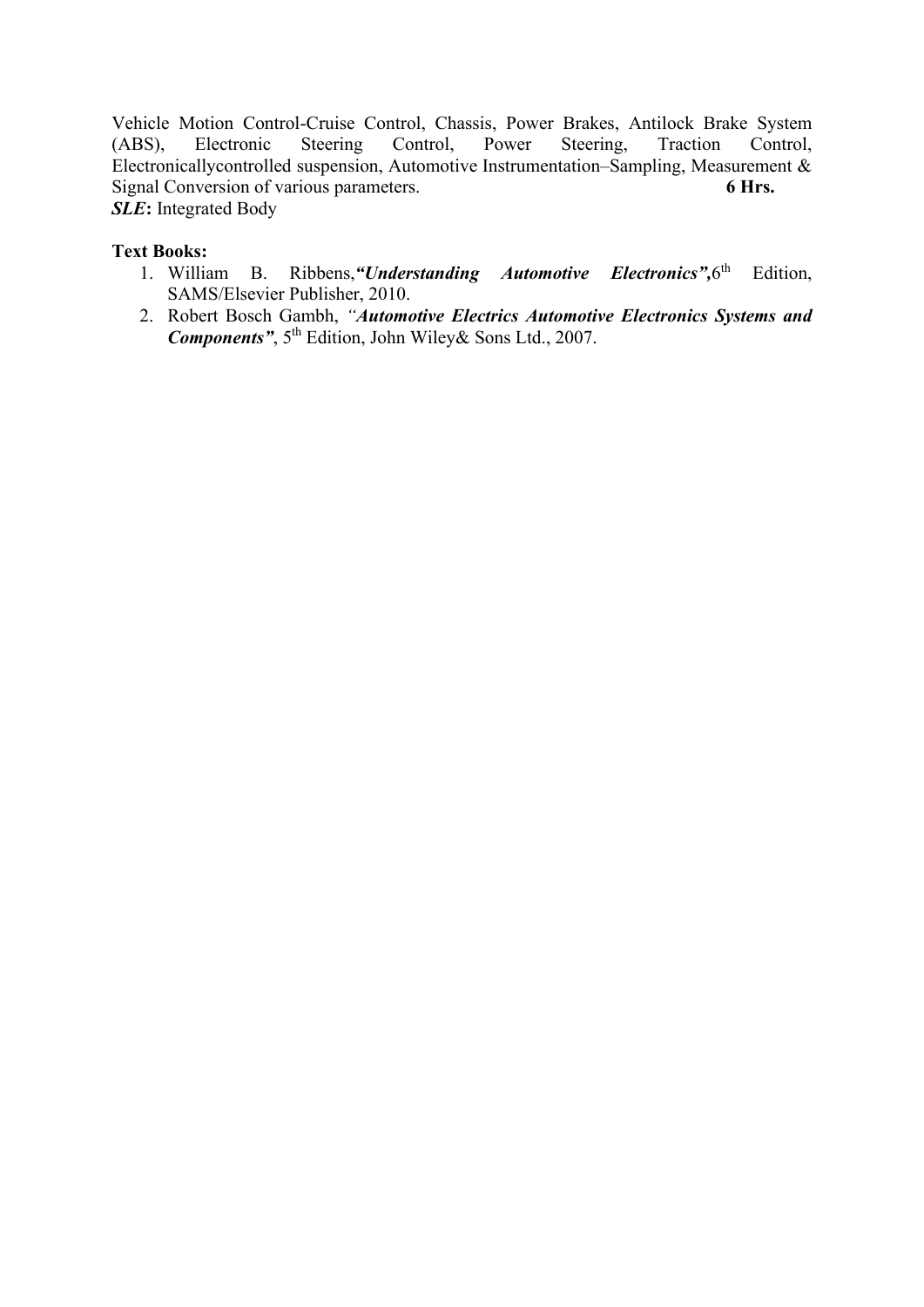Vehicle Motion Control-Cruise Control, Chassis, Power Brakes, Antilock Brake System (ABS), Electronic Steering Control, Power Steering, Traction Control, Electronicallycontrolled suspension, Automotive Instrumentation–Sampling, Measurement & Signal Conversion of various parameters. **6 Hrs.**

***SLE*****:** Integrated Body

**Text Books:**

1. William B. Ribbens,***"Understanding Automotive Electronics",***6th Edition, SAMS/Elsevier Publisher, 2010.
2. Robert Bosch Gambh, *"**Automotive Electrics Automotive Electronics Systems and Components"***, 5th Edition, John Wiley& Sons Ltd., 2007.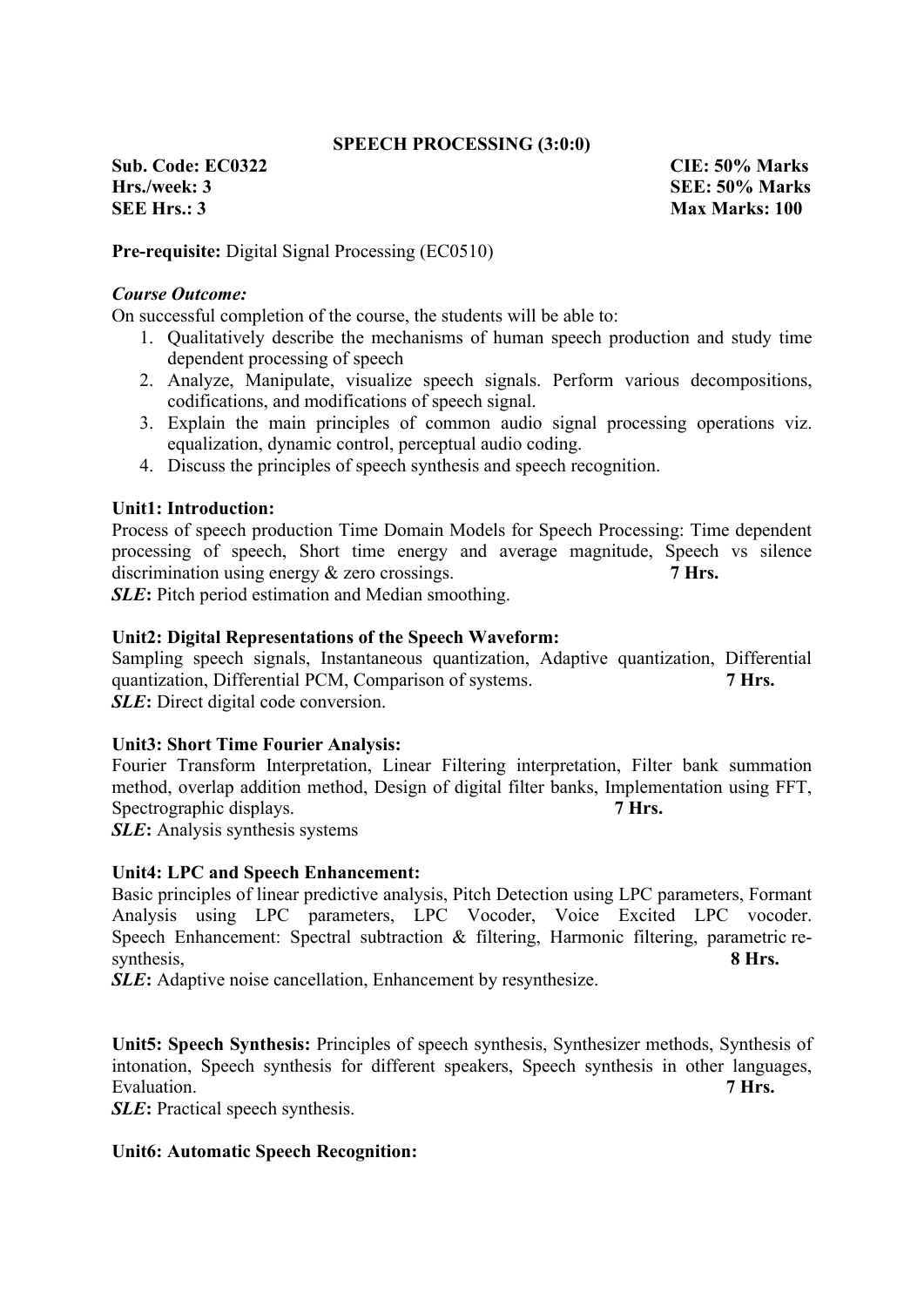**SPEECH PROCESSING (3:0:0)**

**Sub. Code: EC0322** **CIE: 50% Marks**
**Hrs./week: 3** **SEE: 50% Marks**
**SEE Hrs.: 3** **Max Marks: 100**

**Pre-requisite:** Digital Signal Processing (EC0510)

***Course Outcome:***
On successful completion of the course, the students will be able to:

1. Qualitatively describe the mechanisms of human speech production and study time dependent processing of speech
2. Analyze, Manipulate, visualize speech signals. Perform various decompositions, codifications, and modifications of speech signal.
3. Explain the main principles of common audio signal processing operations viz. equalization, dynamic control, perceptual audio coding.
4. Discuss the principles of speech synthesis and speech recognition.

**Unit1: Introduction:**
Process of speech production Time Domain Models for Speech Processing: Time dependent processing of speech, Short time energy and average magnitude, Speech vs silence discrimination using energy & zero crossings. **7 Hrs.**
***SLE*****:** Pitch period estimation and Median smoothing.

**Unit2: Digital Representations of the Speech Waveform:**
Sampling speech signals, Instantaneous quantization, Adaptive quantization, Differential quantization, Differential PCM, Comparison of systems. **7 Hrs.**
***SLE*****:** Direct digital code conversion.

**Unit3: Short Time Fourier Analysis:**
Fourier Transform Interpretation, Linear Filtering interpretation, Filter bank summation method, overlap addition method, Design of digital filter banks, Implementation using FFT, Spectrographic displays. **7 Hrs.**
***SLE*****:** Analysis synthesis systems

**Unit4: LPC and Speech Enhancement:**
Basic principles of linear predictive analysis, Pitch Detection using LPC parameters, Formant Analysis using LPC parameters, LPC Vocoder, Voice Excited LPC vocoder. Speech Enhancement: Spectral subtraction & filtering, Harmonic filtering, parametric re-synthesis, **8 Hrs.**
***SLE*****:** Adaptive noise cancellation, Enhancement by resynthesize.

**Unit5: Speech Synthesis:** Principles of speech synthesis, Synthesizer methods, Synthesis of intonation, Speech synthesis for different speakers, Speech synthesis in other languages, Evaluation. **7 Hrs.**
***SLE*****:** Practical speech synthesis.

**Unit6: Automatic Speech Recognition:**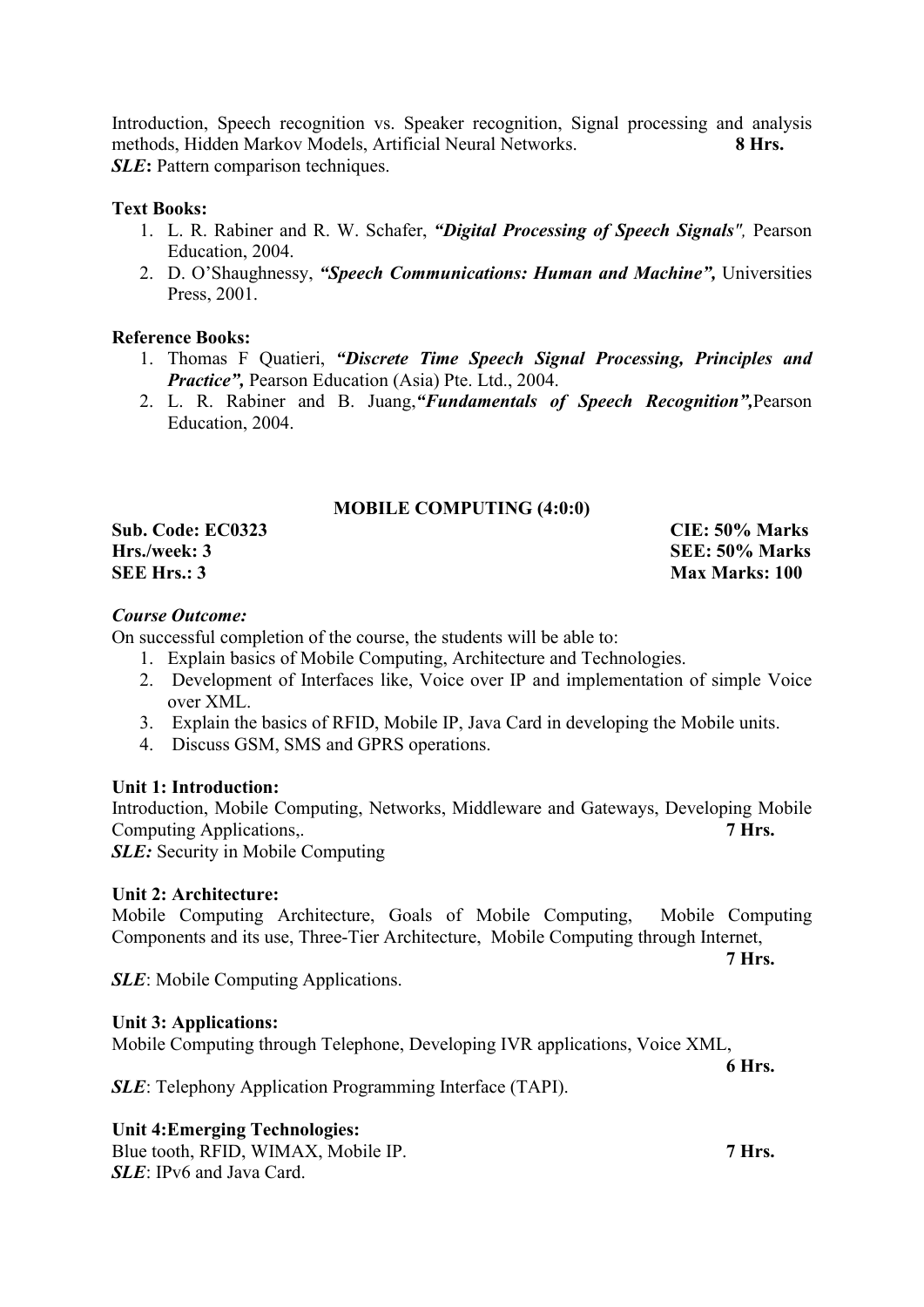Introduction, Speech recognition vs. Speaker recognition, Signal processing and analysis methods, Hidden Markov Models, Artificial Neural Networks. **8 Hrs.**
***SLE*:** Pattern comparison techniques.

**Text Books:**

1. L. R. Rabiner and R. W. Schafer, ***"Digital Processing of Speech Signals"***, Pearson Education, 2004.
2. D. O'Shaughnessy, ***"Speech Communications: Human and Machine"***, Universities Press, 2001.

**Reference Books:**

1. Thomas F Quatieri, ***"Discrete Time Speech Signal Processing, Principles and Practice"***, Pearson Education (Asia) Pte. Ltd., 2004.
2. L. R. Rabiner and B. Juang, ***"Fundamentals of Speech Recognition"***, Pearson Education, 2004.

## MOBILE COMPUTING (4:0:0)

| | |
|---|---|
| **Sub. Code: EC0323** | **CIE: 50% Marks** |
| **Hrs./week: 3** | **SEE: 50% Marks** |
| **SEE Hrs.: 3** | **Max Marks: 100** |

***Course Outcome:***

On successful completion of the course, the students will be able to:

1. Explain basics of Mobile Computing, Architecture and Technologies.
2. Development of Interfaces like, Voice over IP and implementation of simple Voice over XML.
3. Explain the basics of RFID, Mobile IP, Java Card in developing the Mobile units.
4. Discuss GSM, SMS and GPRS operations.

**Unit 1: Introduction:**
Introduction, Mobile Computing, Networks, Middleware and Gateways, Developing Mobile Computing Applications,. **7 Hrs.**
***SLE:*** Security in Mobile Computing

**Unit 2: Architecture:**
Mobile Computing Architecture, Goals of Mobile Computing, Mobile Computing Components and its use, Three-Tier Architecture, Mobile Computing through Internet, **7 Hrs.**
***SLE***: Mobile Computing Applications.

**Unit 3: Applications:**
Mobile Computing through Telephone, Developing IVR applications, Voice XML, **6 Hrs.**
***SLE***: Telephony Application Programming Interface (TAPI).

**Unit 4:Emerging Technologies:**
Blue tooth, RFID, WIMAX, Mobile IP. **7 Hrs.**
***SLE***: IPv6 and Java Card.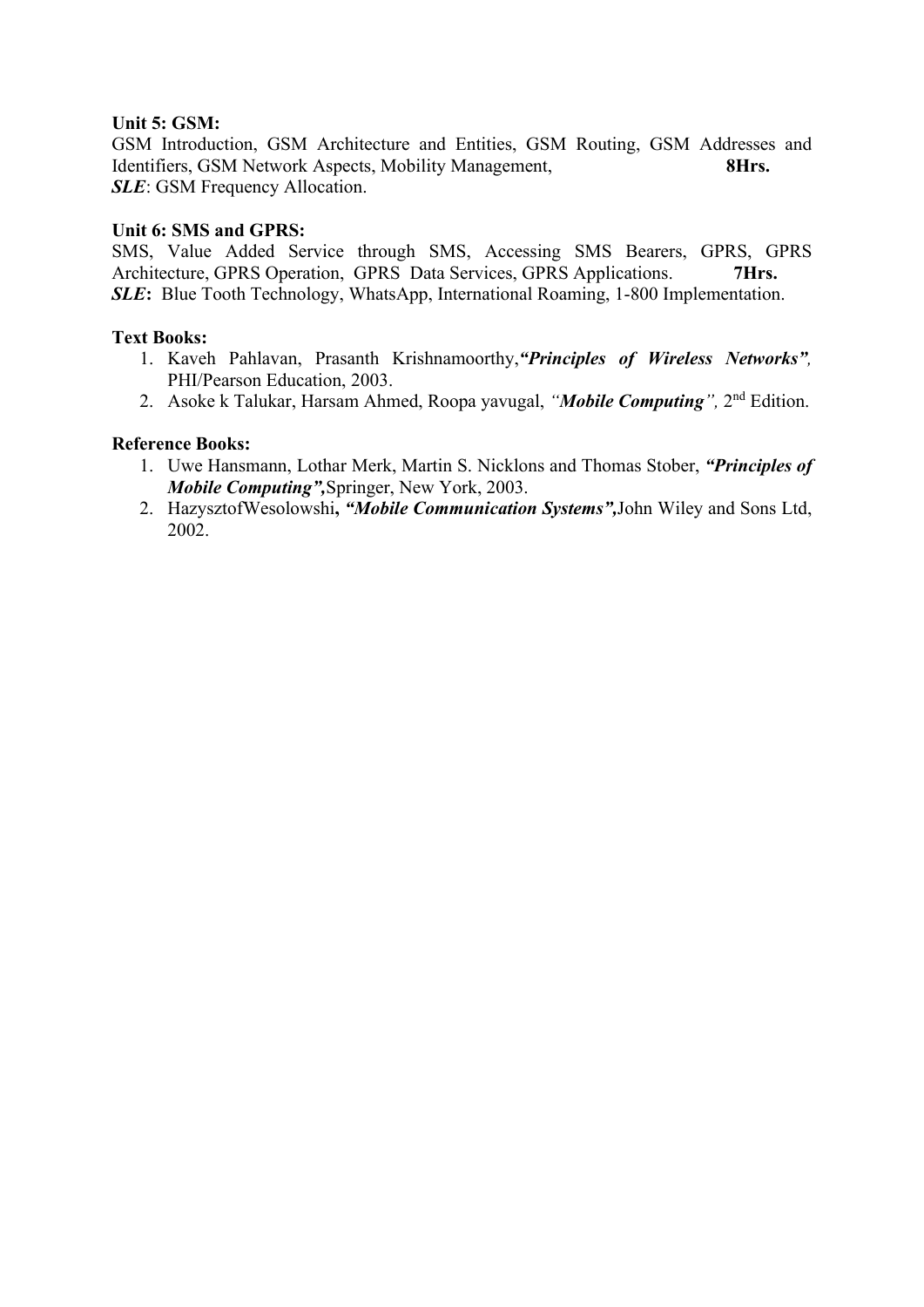**Unit 5: GSM:**

GSM Introduction, GSM Architecture and Entities, GSM Routing, GSM Addresses and Identifiers, GSM Network Aspects, Mobility Management, **8Hrs.**

***SLE***: GSM Frequency Allocation.

**Unit 6: SMS and GPRS:**

SMS, Value Added Service through SMS, Accessing SMS Bearers, GPRS, GPRS Architecture, GPRS Operation, GPRS Data Services, GPRS Applications. **7Hrs.**

***SLE*****:** Blue Tooth Technology, WhatsApp, International Roaming, 1-800 Implementation.

**Text Books:**

1. Kaveh Pahlavan, Prasanth Krishnamoorthy,***"Principles of Wireless Networks",*** PHI/Pearson Education, 2003.
2. Asoke k Talukar, Harsam Ahmed, Roopa yavugal, *"**Mobile Computing**",* 2nd Edition.

**Reference Books:**

1. Uwe Hansmann, Lothar Merk, Martin S. Nicklons and Thomas Stober, ***"Principles of Mobile Computing",***Springer, New York, 2003.
2. HazysztofWesolowshi**, *"Mobile Communication Systems",***John Wiley and Sons Ltd, 2002.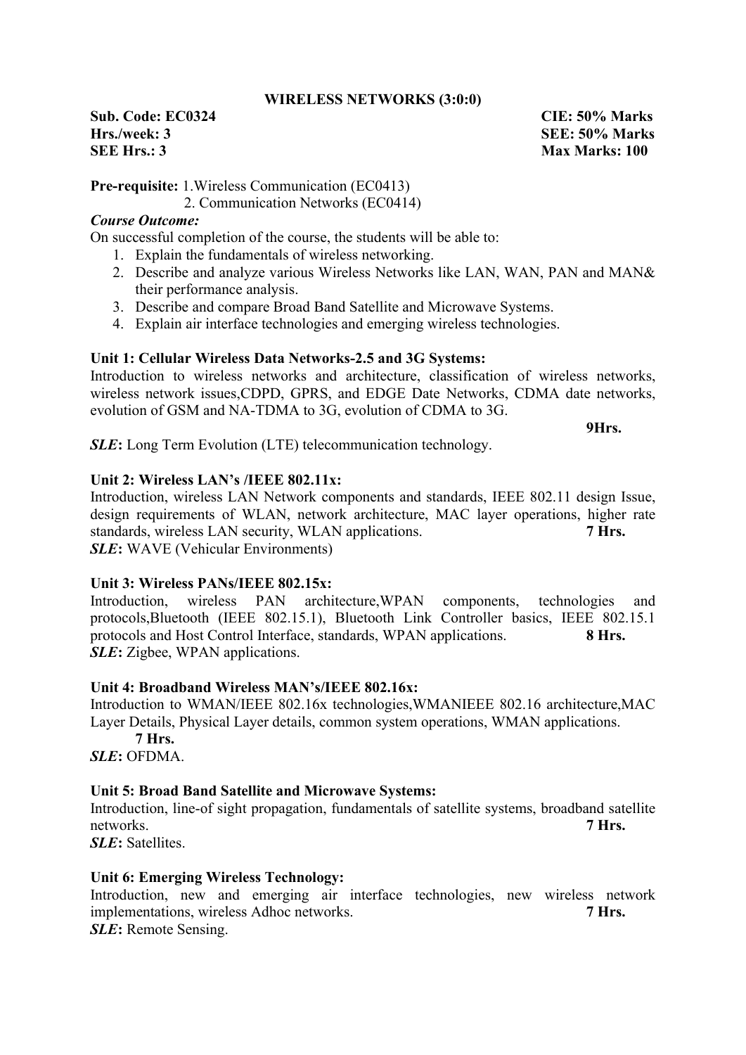## WIRELESS NETWORKS (3:0:0)

**Sub. Code: EC0324** **CIE: 50% Marks**
**Hrs./week: 3** **SEE: 50% Marks**
**SEE Hrs.: 3** **Max Marks: 100**

**Pre-requisite:** 1.Wireless Communication (EC0413)
2. Communication Networks (EC0414)

***Course Outcome:***

On successful completion of the course, the students will be able to:

1. Explain the fundamentals of wireless networking.
2. Describe and analyze various Wireless Networks like LAN, WAN, PAN and MAN& their performance analysis.
3. Describe and compare Broad Band Satellite and Microwave Systems.
4. Explain air interface technologies and emerging wireless technologies.

**Unit 1: Cellular Wireless Data Networks-2.5 and 3G Systems:**

Introduction to wireless networks and architecture, classification of wireless networks, wireless network issues,CDPD, GPRS, and EDGE Date Networks, CDMA date networks, evolution of GSM and NA-TDMA to 3G, evolution of CDMA to 3G. **9Hrs.**

***SLE*:** Long Term Evolution (LTE) telecommunication technology.

**Unit 2: Wireless LAN's /IEEE 802.11x:**

Introduction, wireless LAN Network components and standards, IEEE 802.11 design Issue, design requirements of WLAN, network architecture, MAC layer operations, higher rate standards, wireless LAN security, WLAN applications. **7 Hrs.**

***SLE*:** WAVE (Vehicular Environments)

**Unit 3: Wireless PANs/IEEE 802.15x:**

Introduction, wireless PAN architecture,WPAN components, technologies and protocols,Bluetooth (IEEE 802.15.1), Bluetooth Link Controller basics, IEEE 802.15.1 protocols and Host Control Interface, standards, WPAN applications. **8 Hrs.**

***SLE*:** Zigbee, WPAN applications.

**Unit 4: Broadband Wireless MAN's/IEEE 802.16x:**

Introduction to WMAN/IEEE 802.16x technologies,WMANIEEE 802.16 architecture,MAC Layer Details, Physical Layer details, common system operations, WMAN applications. **7 Hrs.**

***SLE*:** OFDMA.

**Unit 5: Broad Band Satellite and Microwave Systems:**

Introduction, line-of sight propagation, fundamentals of satellite systems, broadband satellite networks. **7 Hrs.**

***SLE*:** Satellites.

**Unit 6: Emerging Wireless Technology:**

Introduction, new and emerging air interface technologies, new wireless network implementations, wireless Adhoc networks. **7 Hrs.**

***SLE*:** Remote Sensing.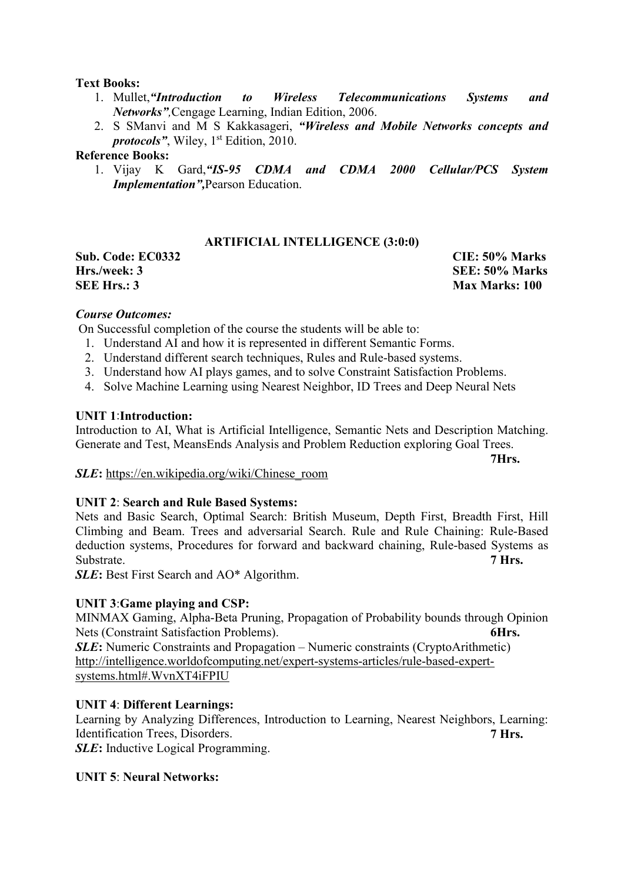**Text Books:**

1. Mullet,*"Introduction to Wireless Telecommunications Systems and Networks"*,Cengage Learning, Indian Edition, 2006.
2. S SManvi and M S Kakkasageri, ***"Wireless and Mobile Networks concepts and protocols"***, Wiley, 1st Edition, 2010.

**Reference Books:**

1. Vijay K Gard,***"IS-95 CDMA and CDMA 2000 Cellular/PCS System Implementation",***Pearson Education.

## ARTIFICIAL INTELLIGENCE (3:0:0)

| | |
|---|---|
| **Sub. Code: EC0332** | **CIE: 50% Marks** |
| **Hrs./week: 3** | **SEE: 50% Marks** |
| **SEE Hrs.: 3** | **Max Marks: 100** |

***Course Outcomes:***

On Successful completion of the course the students will be able to:

1. Understand AI and how it is represented in different Semantic Forms.
2. Understand different search techniques, Rules and Rule-based systems.
3. Understand how AI plays games, and to solve Constraint Satisfaction Problems.
4. Solve Machine Learning using Nearest Neighbor, ID Trees and Deep Neural Nets

**UNIT 1**:**Introduction:**

Introduction to AI, What is Artificial Intelligence, Semantic Nets and Description Matching. Generate and Test, MeansEnds Analysis and Problem Reduction exploring Goal Trees. **7Hrs.**

***SLE*:** https://en.wikipedia.org/wiki/Chinese_room

**UNIT 2**: **Search and Rule Based Systems:**

Nets and Basic Search, Optimal Search: British Museum, Depth First, Breadth First, Hill Climbing and Beam. Trees and adversarial Search. Rule and Rule Chaining: Rule-Based deduction systems, Procedures for forward and backward chaining, Rule-based Systems as Substrate. **7 Hrs.**

***SLE*:** Best First Search and AO* Algorithm.

**UNIT 3**:**Game playing and CSP:**

MINMAX Gaming, Alpha-Beta Pruning, Propagation of Probability bounds through Opinion Nets (Constraint Satisfaction Problems). **6Hrs.**

***SLE*:** Numeric Constraints and Propagation – Numeric constraints (CryptoArithmetic) http://intelligence.worldofcomputing.net/expert-systems-articles/rule-based-expert-systems.html#.WvnXT4iFPIU

**UNIT 4**: **Different Learnings:**

Learning by Analyzing Differences, Introduction to Learning, Nearest Neighbors, Learning: Identification Trees, Disorders. **7 Hrs.**

***SLE*:** Inductive Logical Programming.

**UNIT 5**: **Neural Networks:**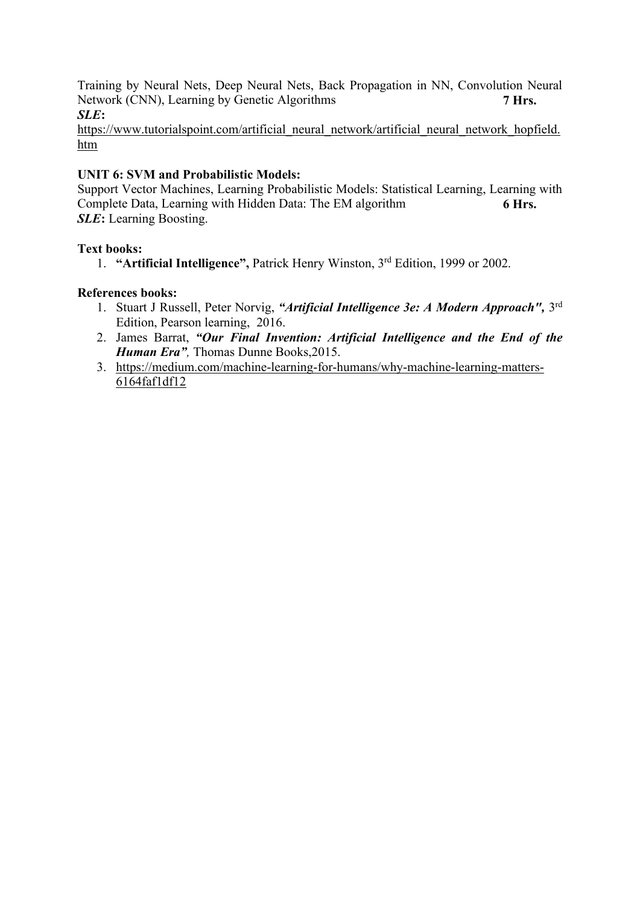Training by Neural Nets, Deep Neural Nets, Back Propagation in NN, Convolution Neural Network (CNN), Learning by Genetic Algorithms **7 Hrs.**

***SLE*:**
https://www.tutorialspoint.com/artificial_neural_network/artificial_neural_network_hopfield.htm

**UNIT 6: SVM and Probabilistic Models:**

Support Vector Machines, Learning Probabilistic Models: Statistical Learning, Learning with Complete Data, Learning with Hidden Data: The EM algorithm **6 Hrs.**

***SLE*:** Learning Boosting.

**Text books:**

1. **"Artificial Intelligence",** Patrick Henry Winston, 3rd Edition, 1999 or 2002.

**References books:**

1. Stuart J Russell, Peter Norvig, ***"Artificial Intelligence 3e: A Modern Approach",*** 3rd Edition, Pearson learning, 2016.
2. James Barrat, ***"Our Final Invention: Artificial Intelligence and the End of the Human Era",*** Thomas Dunne Books,2015.
3. https://medium.com/machine-learning-for-humans/why-machine-learning-matters-6164faf1df12